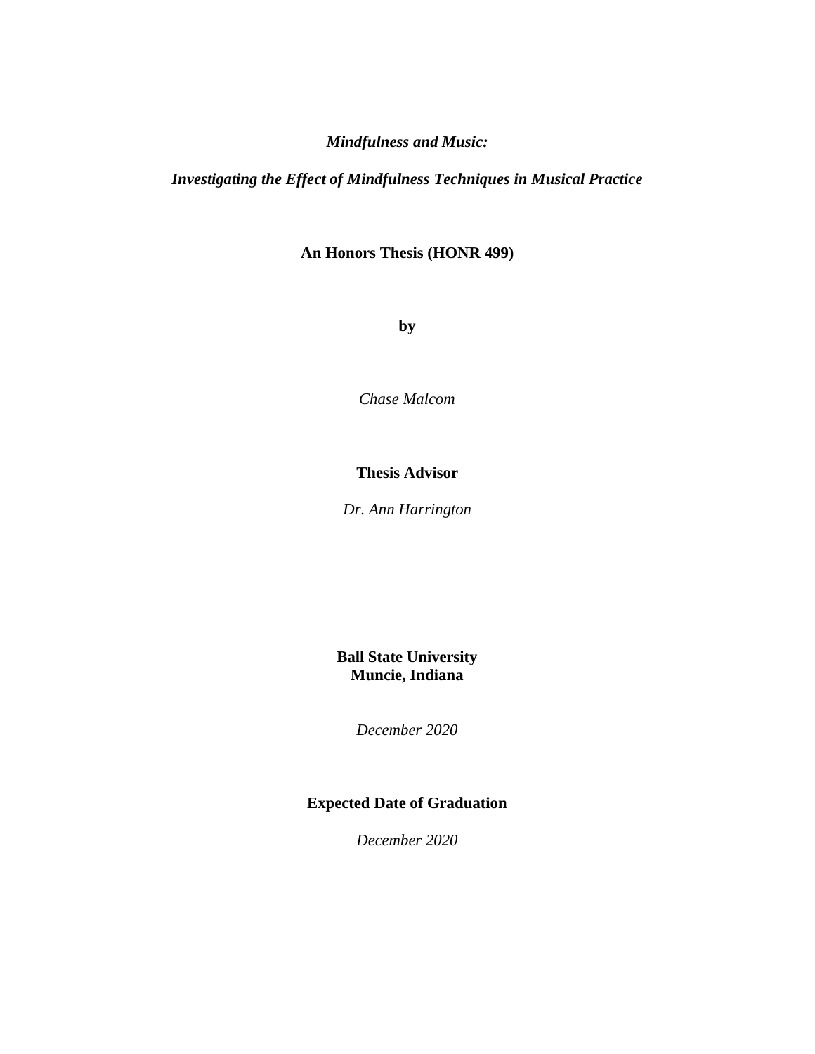# *Mindfulness and Music:*

# *Investigating the Effect of Mindfulness Techniques in Musical Practice*

**An Honors Thesis (HONR 499)**

**by**

*Chase Malcom*

**Thesis Advisor**

*Dr. Ann Harrington*

**Ball State University**
**Muncie, Indiana**

*December 2020*

**Expected Date of Graduation**

*December 2020*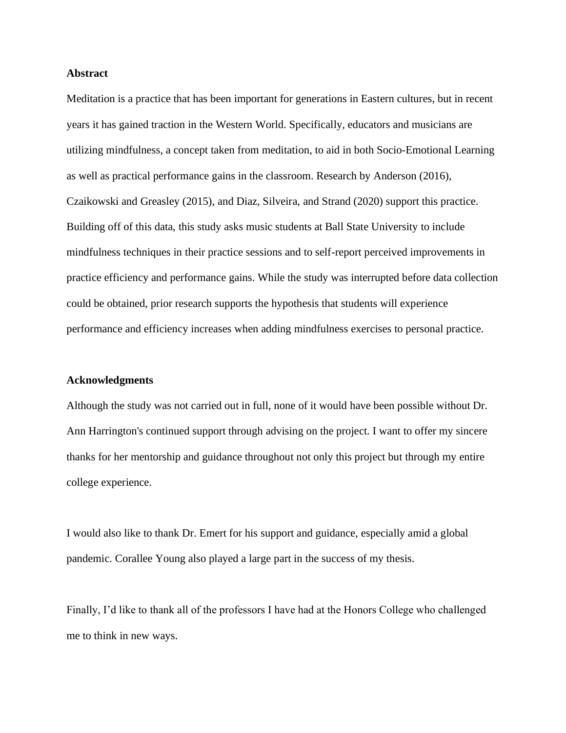## Abstract

Meditation is a practice that has been important for generations in Eastern cultures, but in recent years it has gained traction in the Western World. Specifically, educators and musicians are utilizing mindfulness, a concept taken from meditation, to aid in both Socio-Emotional Learning as well as practical performance gains in the classroom. Research by Anderson (2016), Czaikowski and Greasley (2015), and Diaz, Silveira, and Strand (2020) support this practice. Building off of this data, this study asks music students at Ball State University to include mindfulness techniques in their practice sessions and to self-report perceived improvements in practice efficiency and performance gains. While the study was interrupted before data collection could be obtained, prior research supports the hypothesis that students will experience performance and efficiency increases when adding mindfulness exercises to personal practice.

## Acknowledgments

Although the study was not carried out in full, none of it would have been possible without Dr. Ann Harrington's continued support through advising on the project. I want to offer my sincere thanks for her mentorship and guidance throughout not only this project but through my entire college experience.

I would also like to thank Dr. Emert for his support and guidance, especially amid a global pandemic. Corallee Young also played a large part in the success of my thesis.

Finally, I'd like to thank all of the professors I have had at the Honors College who challenged me to think in new ways.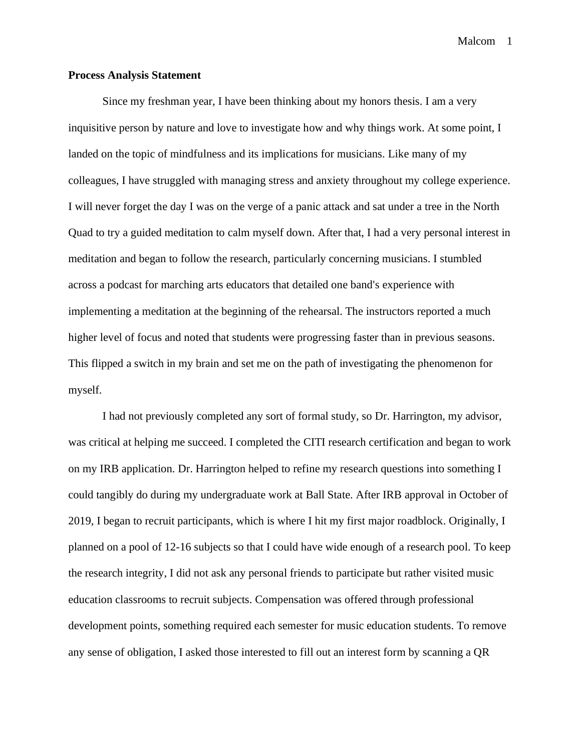**Process Analysis Statement**

Since my freshman year, I have been thinking about my honors thesis. I am a very inquisitive person by nature and love to investigate how and why things work. At some point, I landed on the topic of mindfulness and its implications for musicians. Like many of my colleagues, I have struggled with managing stress and anxiety throughout my college experience. I will never forget the day I was on the verge of a panic attack and sat under a tree in the North Quad to try a guided meditation to calm myself down. After that, I had a very personal interest in meditation and began to follow the research, particularly concerning musicians. I stumbled across a podcast for marching arts educators that detailed one band's experience with implementing a meditation at the beginning of the rehearsal. The instructors reported a much higher level of focus and noted that students were progressing faster than in previous seasons. This flipped a switch in my brain and set me on the path of investigating the phenomenon for myself.

I had not previously completed any sort of formal study, so Dr. Harrington, my advisor, was critical at helping me succeed. I completed the CITI research certification and began to work on my IRB application. Dr. Harrington helped to refine my research questions into something I could tangibly do during my undergraduate work at Ball State. After IRB approval in October of 2019, I began to recruit participants, which is where I hit my first major roadblock. Originally, I planned on a pool of 12-16 subjects so that I could have wide enough of a research pool. To keep the research integrity, I did not ask any personal friends to participate but rather visited music education classrooms to recruit subjects. Compensation was offered through professional development points, something required each semester for music education students. To remove any sense of obligation, I asked those interested to fill out an interest form by scanning a QR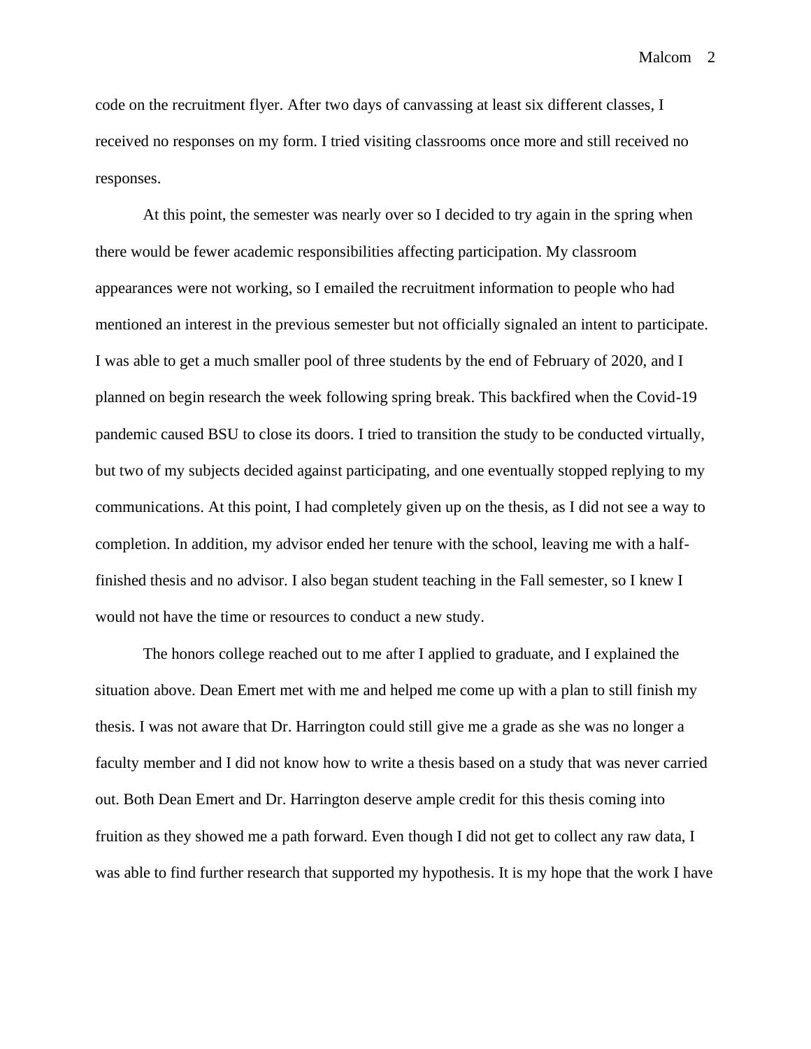code on the recruitment flyer. After two days of canvassing at least six different classes, I received no responses on my form. I tried visiting classrooms once more and still received no responses.

At this point, the semester was nearly over so I decided to try again in the spring when there would be fewer academic responsibilities affecting participation. My classroom appearances were not working, so I emailed the recruitment information to people who had mentioned an interest in the previous semester but not officially signaled an intent to participate. I was able to get a much smaller pool of three students by the end of February of 2020, and I planned on begin research the week following spring break. This backfired when the Covid-19 pandemic caused BSU to close its doors. I tried to transition the study to be conducted virtually, but two of my subjects decided against participating, and one eventually stopped replying to my communications. At this point, I had completely given up on the thesis, as I did not see a way to completion. In addition, my advisor ended her tenure with the school, leaving me with a half-finished thesis and no advisor. I also began student teaching in the Fall semester, so I knew I would not have the time or resources to conduct a new study.

The honors college reached out to me after I applied to graduate, and I explained the situation above. Dean Emert met with me and helped me come up with a plan to still finish my thesis. I was not aware that Dr. Harrington could still give me a grade as she was no longer a faculty member and I did not know how to write a thesis based on a study that was never carried out. Both Dean Emert and Dr. Harrington deserve ample credit for this thesis coming into fruition as they showed me a path forward. Even though I did not get to collect any raw data, I was able to find further research that supported my hypothesis. It is my hope that the work I have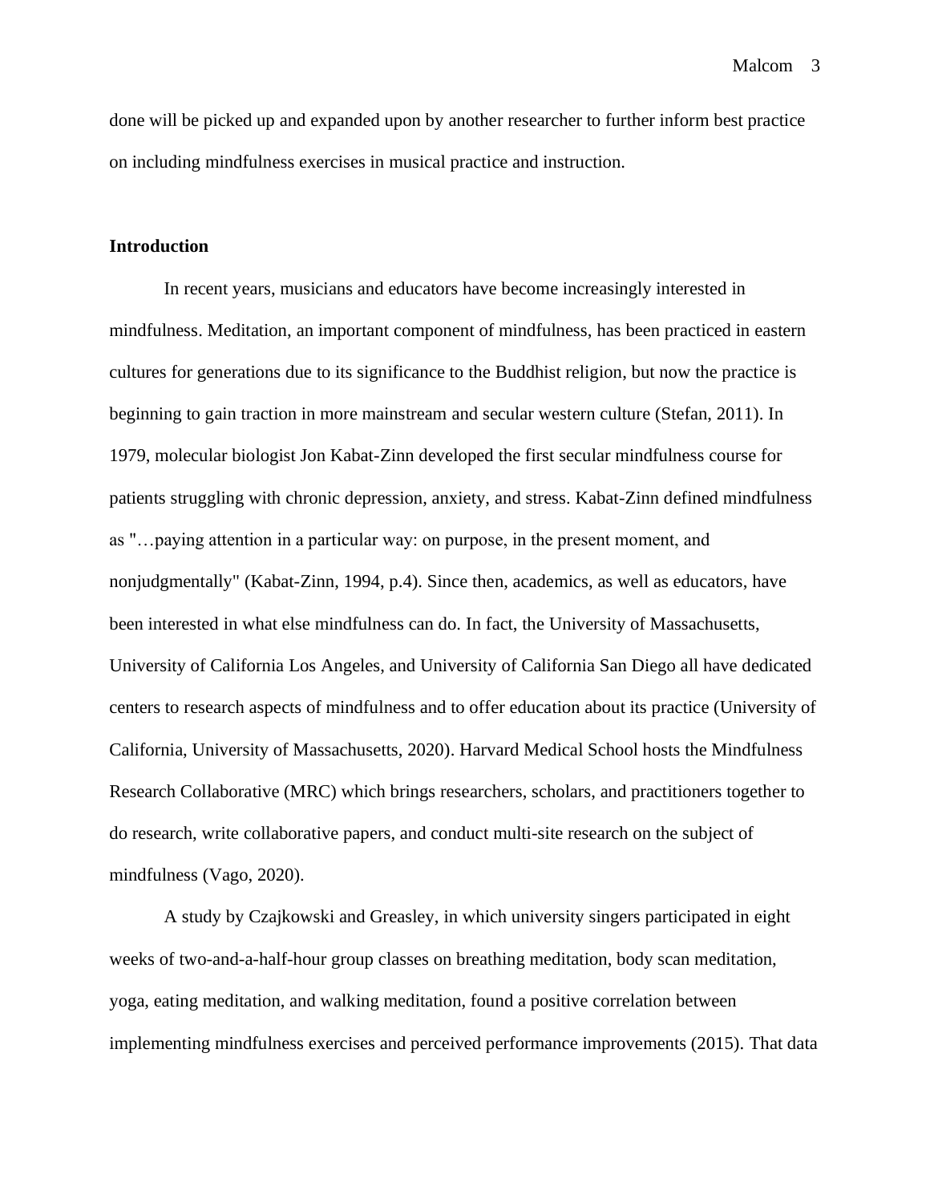done will be picked up and expanded upon by another researcher to further inform best practice on including mindfulness exercises in musical practice and instruction.

**Introduction**

In recent years, musicians and educators have become increasingly interested in mindfulness. Meditation, an important component of mindfulness, has been practiced in eastern cultures for generations due to its significance to the Buddhist religion, but now the practice is beginning to gain traction in more mainstream and secular western culture (Stefan, 2011). In 1979, molecular biologist Jon Kabat-Zinn developed the first secular mindfulness course for patients struggling with chronic depression, anxiety, and stress. Kabat-Zinn defined mindfulness as "…paying attention in a particular way: on purpose, in the present moment, and nonjudgmentally" (Kabat-Zinn, 1994, p.4). Since then, academics, as well as educators, have been interested in what else mindfulness can do. In fact, the University of Massachusetts, University of California Los Angeles, and University of California San Diego all have dedicated centers to research aspects of mindfulness and to offer education about its practice (University of California, University of Massachusetts, 2020). Harvard Medical School hosts the Mindfulness Research Collaborative (MRC) which brings researchers, scholars, and practitioners together to do research, write collaborative papers, and conduct multi-site research on the subject of mindfulness (Vago, 2020).

A study by Czajkowski and Greasley, in which university singers participated in eight weeks of two-and-a-half-hour group classes on breathing meditation, body scan meditation, yoga, eating meditation, and walking meditation, found a positive correlation between implementing mindfulness exercises and perceived performance improvements (2015). That data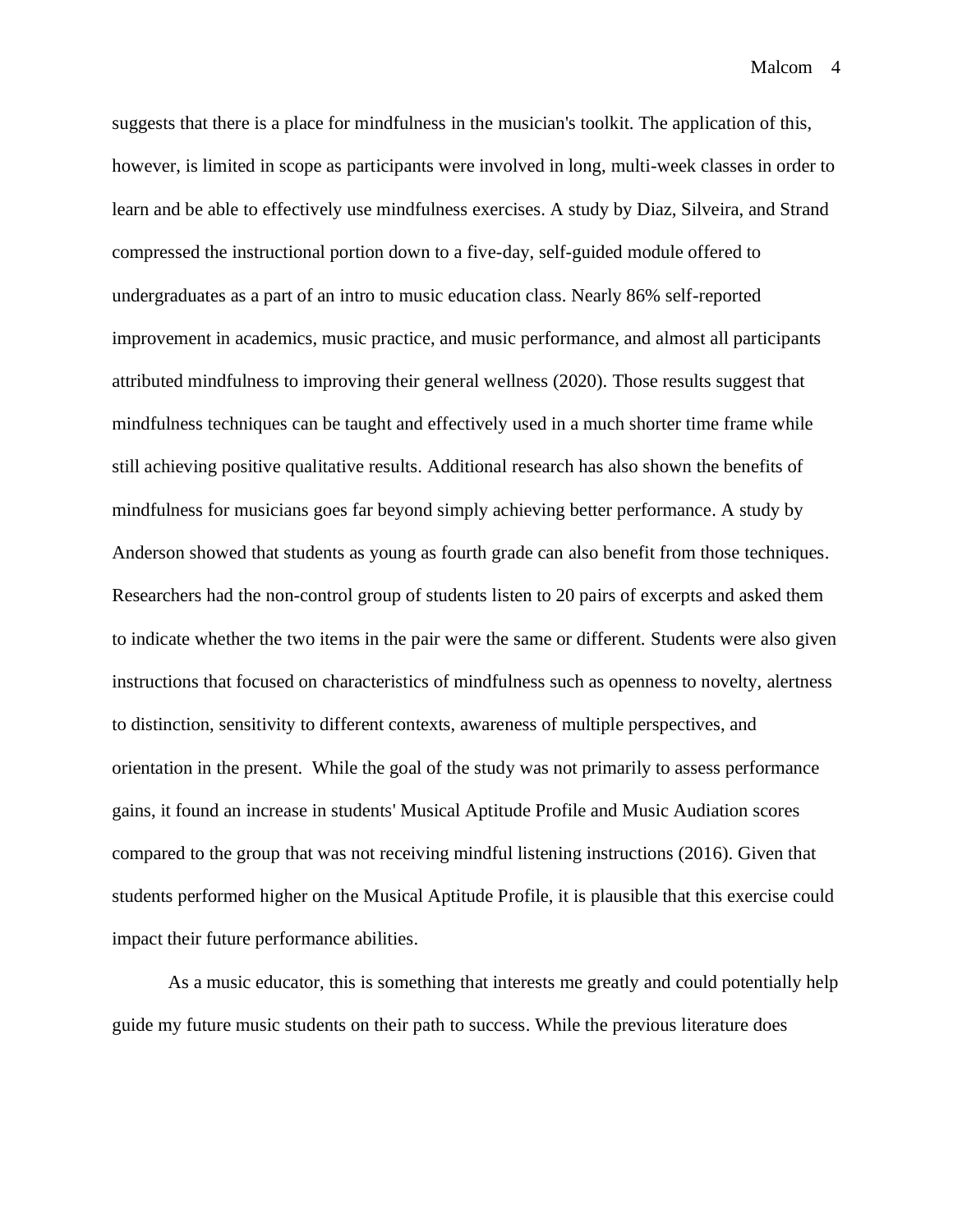suggests that there is a place for mindfulness in the musician's toolkit. The application of this, however, is limited in scope as participants were involved in long, multi-week classes in order to learn and be able to effectively use mindfulness exercises. A study by Diaz, Silveira, and Strand compressed the instructional portion down to a five-day, self-guided module offered to undergraduates as a part of an intro to music education class. Nearly 86% self-reported improvement in academics, music practice, and music performance, and almost all participants attributed mindfulness to improving their general wellness (2020). Those results suggest that mindfulness techniques can be taught and effectively used in a much shorter time frame while still achieving positive qualitative results. Additional research has also shown the benefits of mindfulness for musicians goes far beyond simply achieving better performance. A study by Anderson showed that students as young as fourth grade can also benefit from those techniques. Researchers had the non-control group of students listen to 20 pairs of excerpts and asked them to indicate whether the two items in the pair were the same or different. Students were also given instructions that focused on characteristics of mindfulness such as openness to novelty, alertness to distinction, sensitivity to different contexts, awareness of multiple perspectives, and orientation in the present. While the goal of the study was not primarily to assess performance gains, it found an increase in students' Musical Aptitude Profile and Music Audiation scores compared to the group that was not receiving mindful listening instructions (2016). Given that students performed higher on the Musical Aptitude Profile, it is plausible that this exercise could impact their future performance abilities.

As a music educator, this is something that interests me greatly and could potentially help guide my future music students on their path to success. While the previous literature does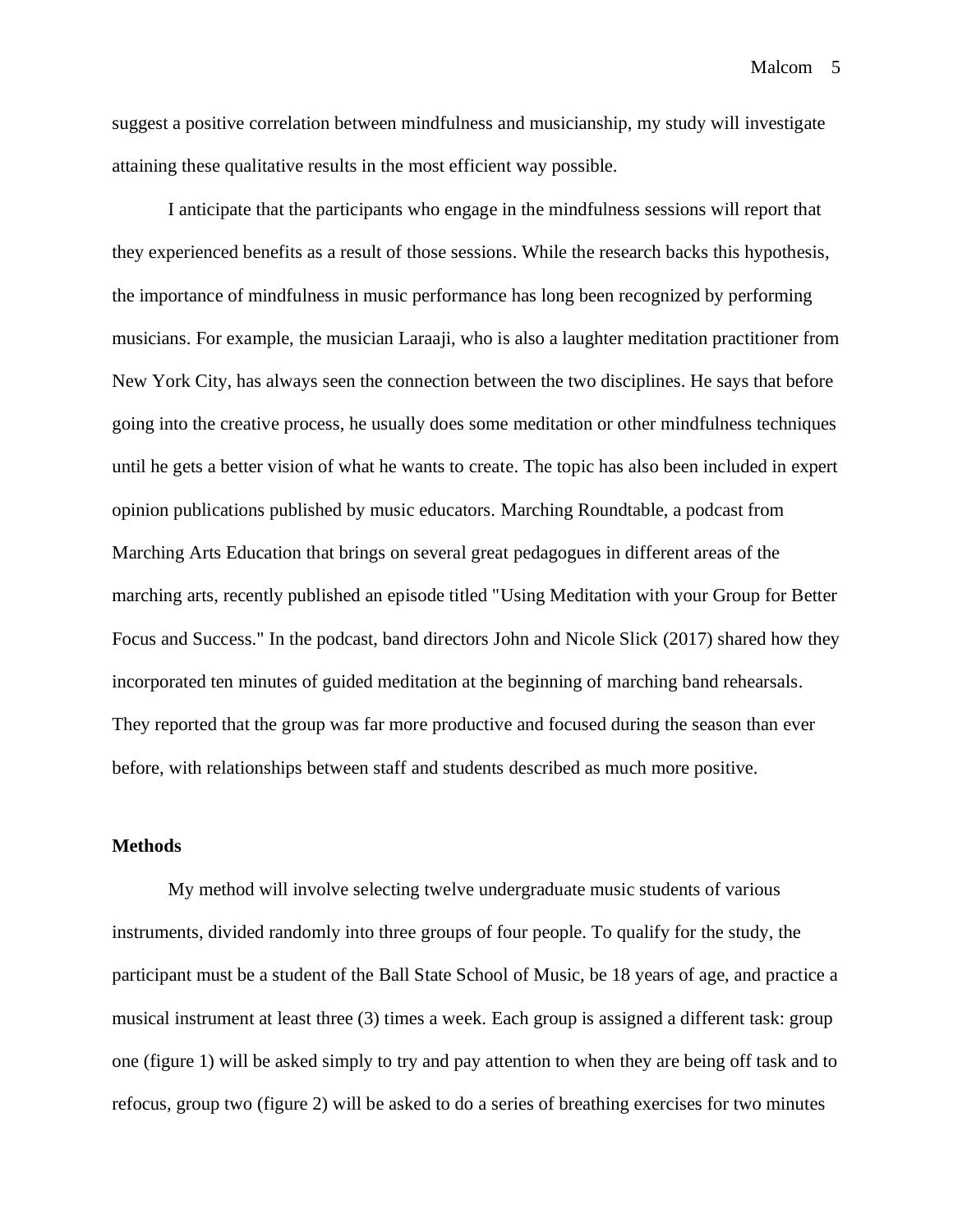suggest a positive correlation between mindfulness and musicianship, my study will investigate attaining these qualitative results in the most efficient way possible.

I anticipate that the participants who engage in the mindfulness sessions will report that they experienced benefits as a result of those sessions. While the research backs this hypothesis, the importance of mindfulness in music performance has long been recognized by performing musicians. For example, the musician Laraaji, who is also a laughter meditation practitioner from New York City, has always seen the connection between the two disciplines. He says that before going into the creative process, he usually does some meditation or other mindfulness techniques until he gets a better vision of what he wants to create. The topic has also been included in expert opinion publications published by music educators. Marching Roundtable, a podcast from Marching Arts Education that brings on several great pedagogues in different areas of the marching arts, recently published an episode titled "Using Meditation with your Group for Better Focus and Success." In the podcast, band directors John and Nicole Slick (2017) shared how they incorporated ten minutes of guided meditation at the beginning of marching band rehearsals. They reported that the group was far more productive and focused during the season than ever before, with relationships between staff and students described as much more positive.

**Methods**

My method will involve selecting twelve undergraduate music students of various instruments, divided randomly into three groups of four people. To qualify for the study, the participant must be a student of the Ball State School of Music, be 18 years of age, and practice a musical instrument at least three (3) times a week. Each group is assigned a different task: group one (figure 1) will be asked simply to try and pay attention to when they are being off task and to refocus, group two (figure 2) will be asked to do a series of breathing exercises for two minutes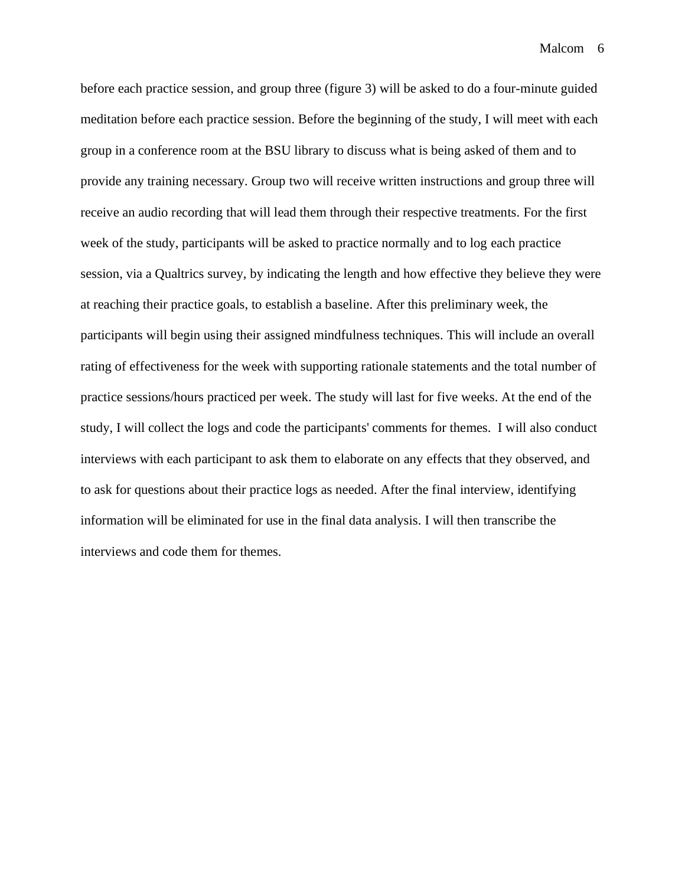before each practice session, and group three (figure 3) will be asked to do a four-minute guided meditation before each practice session. Before the beginning of the study, I will meet with each group in a conference room at the BSU library to discuss what is being asked of them and to provide any training necessary. Group two will receive written instructions and group three will receive an audio recording that will lead them through their respective treatments. For the first week of the study, participants will be asked to practice normally and to log each practice session, via a Qualtrics survey, by indicating the length and how effective they believe they were at reaching their practice goals, to establish a baseline. After this preliminary week, the participants will begin using their assigned mindfulness techniques. This will include an overall rating of effectiveness for the week with supporting rationale statements and the total number of practice sessions/hours practiced per week. The study will last for five weeks. At the end of the study, I will collect the logs and code the participants' comments for themes.  I will also conduct interviews with each participant to ask them to elaborate on any effects that they observed, and to ask for questions about their practice logs as needed. After the final interview, identifying information will be eliminated for use in the final data analysis. I will then transcribe the interviews and code them for themes.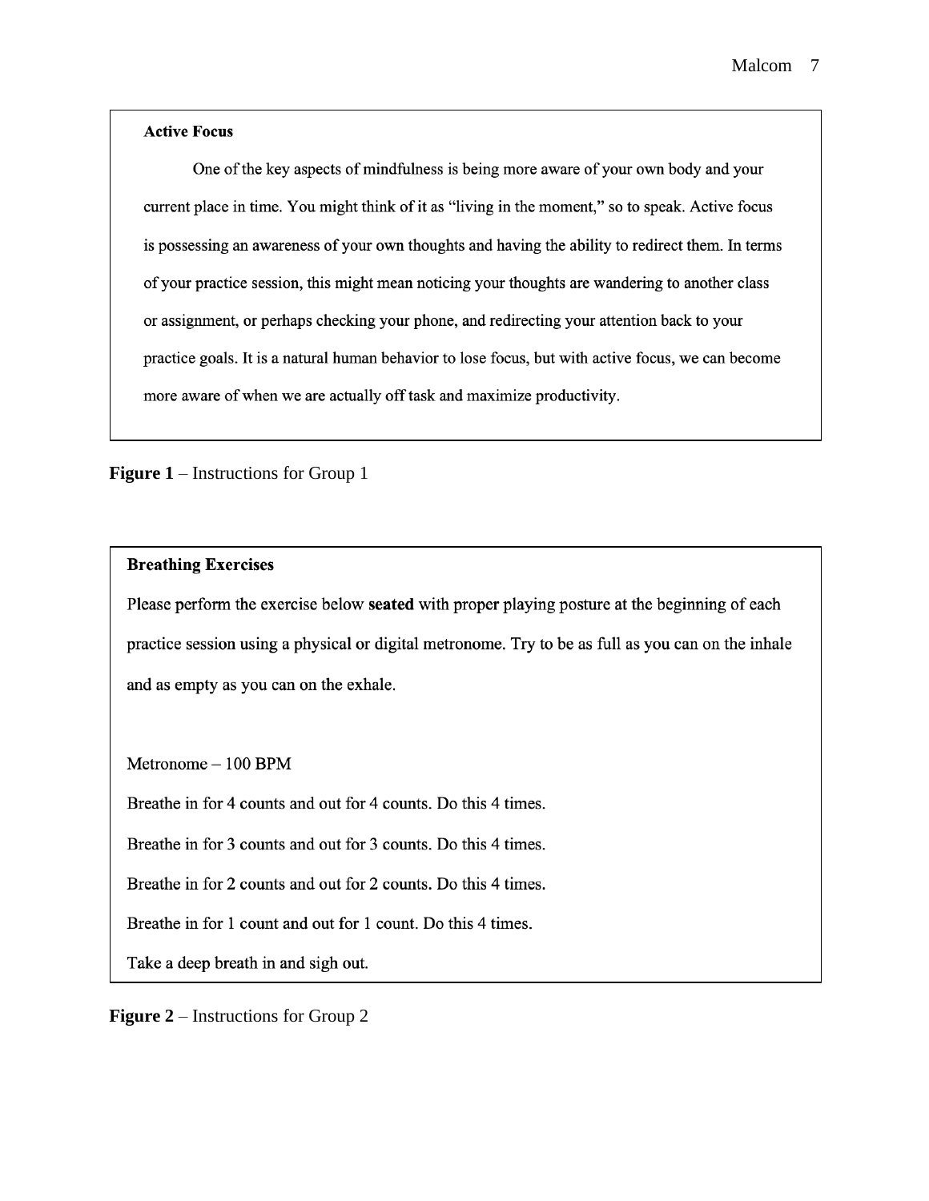**Active Focus**

One of the key aspects of mindfulness is being more aware of your own body and your current place in time. You might think of it as "living in the moment," so to speak. Active focus is possessing an awareness of your own thoughts and having the ability to redirect them. In terms of your practice session, this might mean noticing your thoughts are wandering to another class or assignment, or perhaps checking your phone, and redirecting your attention back to your practice goals. It is a natural human behavior to lose focus, but with active focus, we can become more aware of when we are actually off task and maximize productivity.

**Figure 1** – Instructions for Group 1

**Breathing Exercises**

Please perform the exercise below **seated** with proper playing posture at the beginning of each practice session using a physical or digital metronome. Try to be as full as you can on the inhale and as empty as you can on the exhale.

Metronome – 100 BPM

Breathe in for 4 counts and out for 4 counts. Do this 4 times.

Breathe in for 3 counts and out for 3 counts. Do this 4 times.

Breathe in for 2 counts and out for 2 counts. Do this 4 times.

Breathe in for 1 count and out for 1 count. Do this 4 times.

Take a deep breath in and sigh out.

**Figure 2** – Instructions for Group 2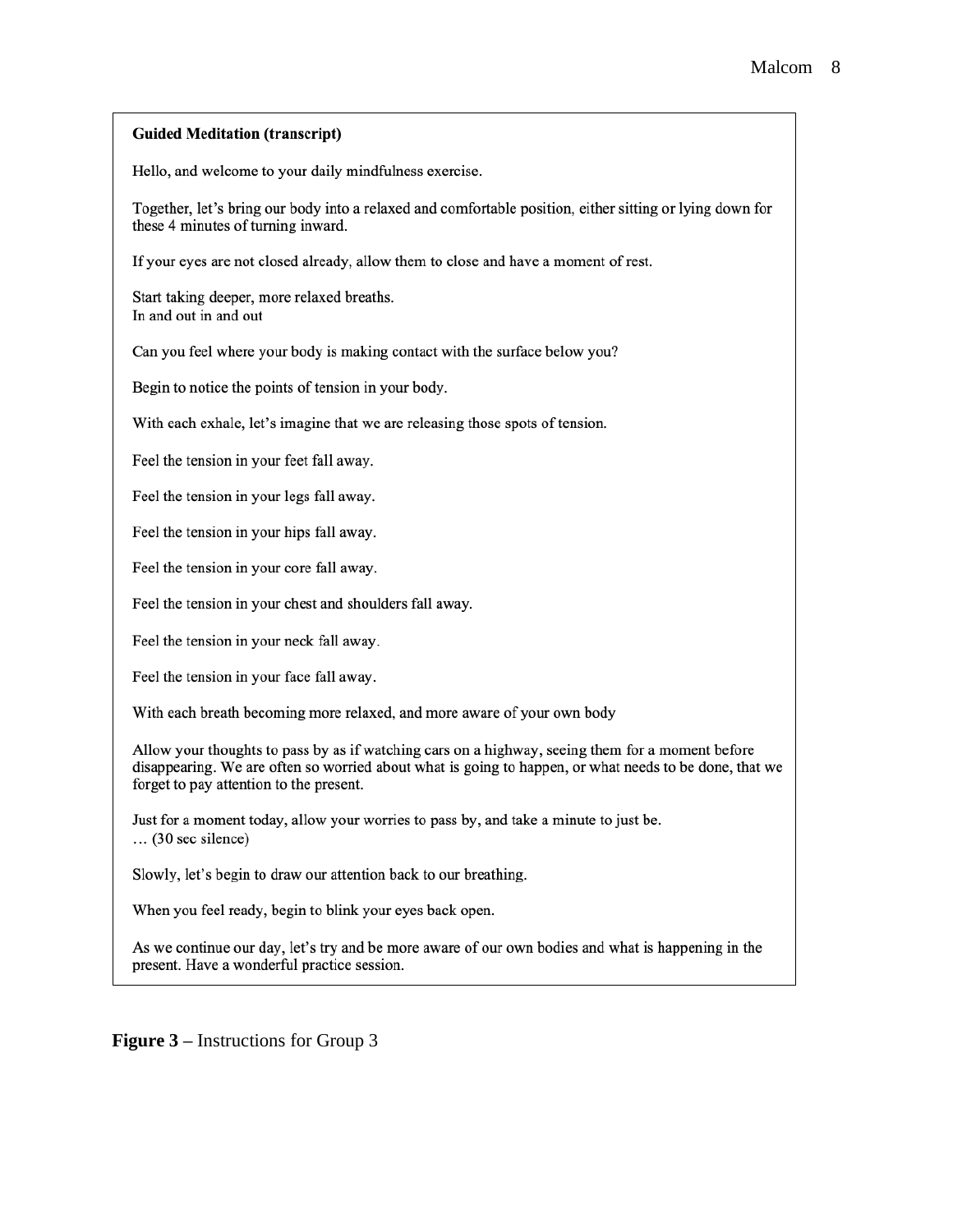**Guided Meditation (transcript)**

Hello, and welcome to your daily mindfulness exercise.

Together, let's bring our body into a relaxed and comfortable position, either sitting or lying down for these 4 minutes of turning inward.

If your eyes are not closed already, allow them to close and have a moment of rest.

Start taking deeper, more relaxed breaths.
In and out in and out

Can you feel where your body is making contact with the surface below you?

Begin to notice the points of tension in your body.

With each exhale, let's imagine that we are releasing those spots of tension.

Feel the tension in your feet fall away.

Feel the tension in your legs fall away.

Feel the tension in your hips fall away.

Feel the tension in your core fall away.

Feel the tension in your chest and shoulders fall away.

Feel the tension in your neck fall away.

Feel the tension in your face fall away.

With each breath becoming more relaxed, and more aware of your own body

Allow your thoughts to pass by as if watching cars on a highway, seeing them for a moment before disappearing. We are often so worried about what is going to happen, or what needs to be done, that we forget to pay attention to the present.

Just for a moment today, allow your worries to pass by, and take a minute to just be.
… (30 sec silence)

Slowly, let's begin to draw our attention back to our breathing.

When you feel ready, begin to blink your eyes back open.

As we continue our day, let's try and be more aware of our own bodies and what is happening in the present. Have a wonderful practice session.

**Figure 3 –** Instructions for Group 3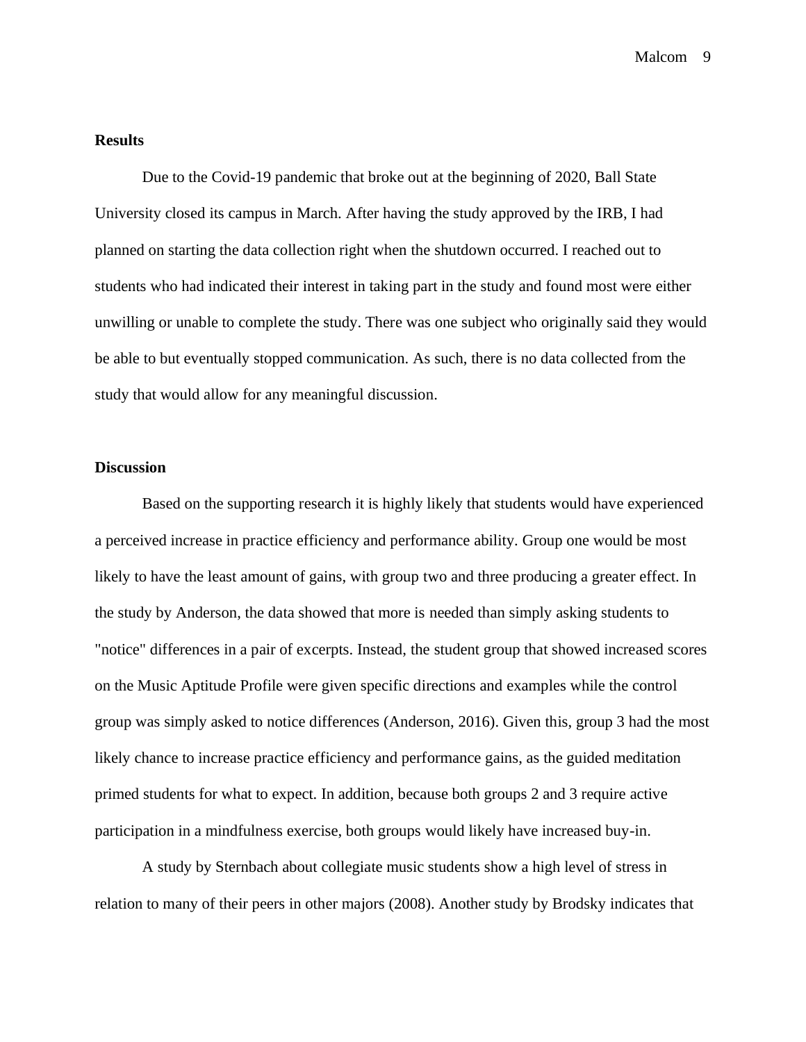## Results

Due to the Covid-19 pandemic that broke out at the beginning of 2020, Ball State University closed its campus in March. After having the study approved by the IRB, I had planned on starting the data collection right when the shutdown occurred. I reached out to students who had indicated their interest in taking part in the study and found most were either unwilling or unable to complete the study. There was one subject who originally said they would be able to but eventually stopped communication. As such, there is no data collected from the study that would allow for any meaningful discussion.

## Discussion

Based on the supporting research it is highly likely that students would have experienced a perceived increase in practice efficiency and performance ability. Group one would be most likely to have the least amount of gains, with group two and three producing a greater effect. In the study by Anderson, the data showed that more is needed than simply asking students to "notice" differences in a pair of excerpts. Instead, the student group that showed increased scores on the Music Aptitude Profile were given specific directions and examples while the control group was simply asked to notice differences (Anderson, 2016). Given this, group 3 had the most likely chance to increase practice efficiency and performance gains, as the guided meditation primed students for what to expect. In addition, because both groups 2 and 3 require active participation in a mindfulness exercise, both groups would likely have increased buy-in.

A study by Sternbach about collegiate music students show a high level of stress in relation to many of their peers in other majors (2008). Another study by Brodsky indicates that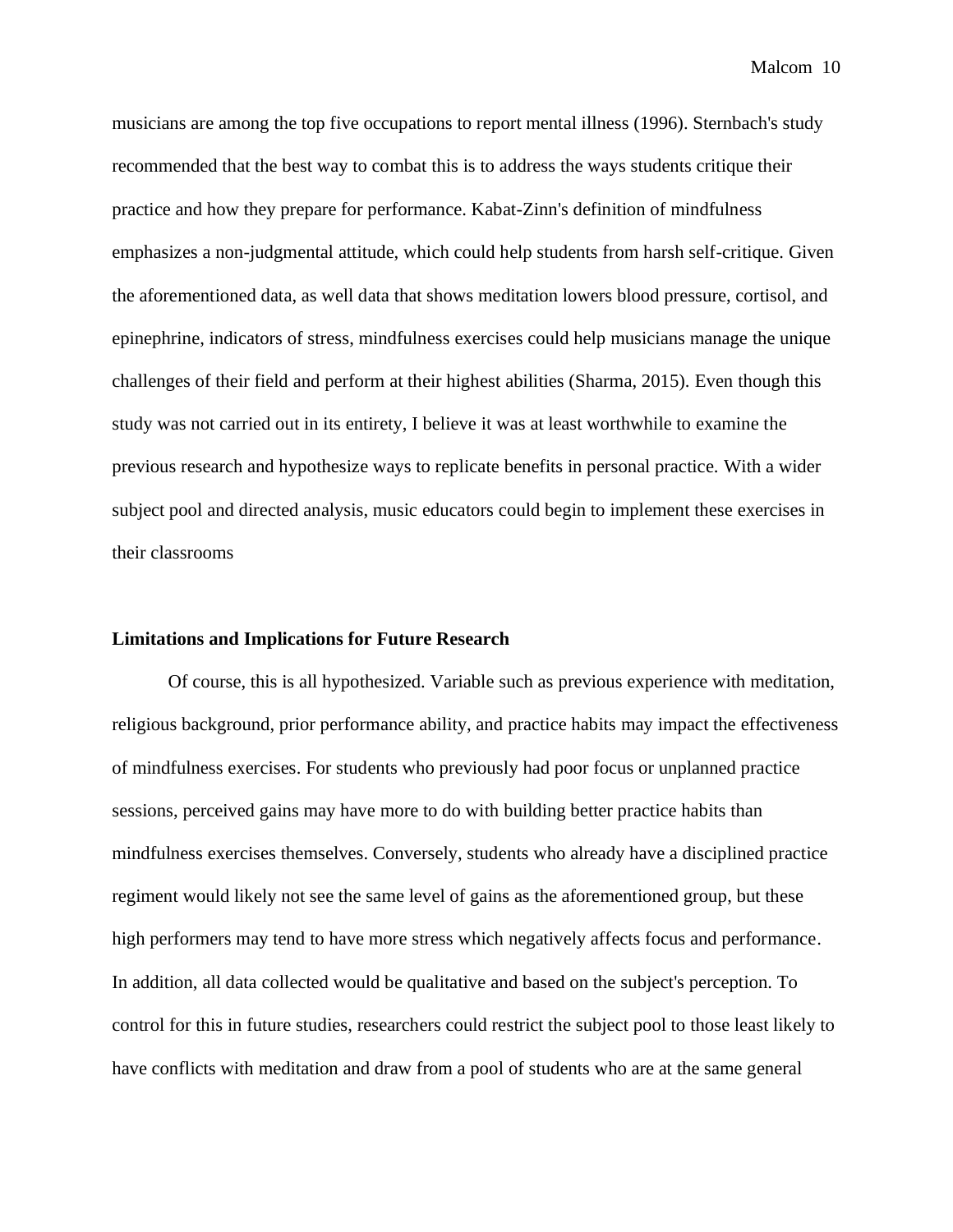musicians are among the top five occupations to report mental illness (1996). Sternbach's study recommended that the best way to combat this is to address the ways students critique their practice and how they prepare for performance. Kabat-Zinn's definition of mindfulness emphasizes a non-judgmental attitude, which could help students from harsh self-critique. Given the aforementioned data, as well data that shows meditation lowers blood pressure, cortisol, and epinephrine, indicators of stress, mindfulness exercises could help musicians manage the unique challenges of their field and perform at their highest abilities (Sharma, 2015). Even though this study was not carried out in its entirety, I believe it was at least worthwhile to examine the previous research and hypothesize ways to replicate benefits in personal practice. With a wider subject pool and directed analysis, music educators could begin to implement these exercises in their classrooms

**Limitations and Implications for Future Research**

Of course, this is all hypothesized. Variable such as previous experience with meditation, religious background, prior performance ability, and practice habits may impact the effectiveness of mindfulness exercises. For students who previously had poor focus or unplanned practice sessions, perceived gains may have more to do with building better practice habits than mindfulness exercises themselves. Conversely, students who already have a disciplined practice regiment would likely not see the same level of gains as the aforementioned group, but these high performers may tend to have more stress which negatively affects focus and performance. In addition, all data collected would be qualitative and based on the subject's perception. To control for this in future studies, researchers could restrict the subject pool to those least likely to have conflicts with meditation and draw from a pool of students who are at the same general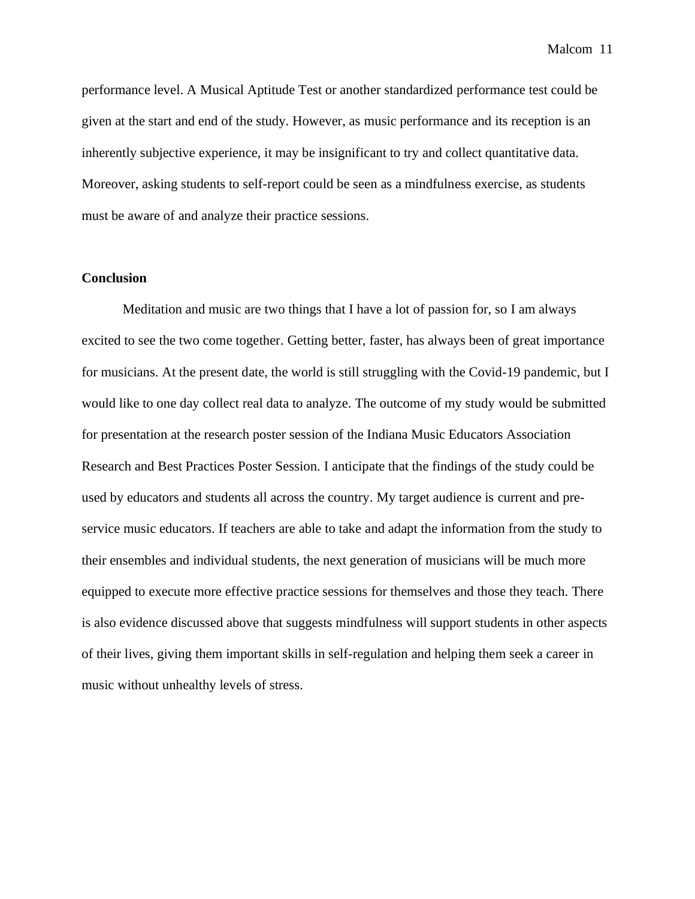performance level. A Musical Aptitude Test or another standardized performance test could be given at the start and end of the study. However, as music performance and its reception is an inherently subjective experience, it may be insignificant to try and collect quantitative data. Moreover, asking students to self-report could be seen as a mindfulness exercise, as students must be aware of and analyze their practice sessions.

## Conclusion

Meditation and music are two things that I have a lot of passion for, so I am always excited to see the two come together. Getting better, faster, has always been of great importance for musicians. At the present date, the world is still struggling with the Covid-19 pandemic, but I would like to one day collect real data to analyze. The outcome of my study would be submitted for presentation at the research poster session of the Indiana Music Educators Association Research and Best Practices Poster Session. I anticipate that the findings of the study could be used by educators and students all across the country. My target audience is current and pre-service music educators. If teachers are able to take and adapt the information from the study to their ensembles and individual students, the next generation of musicians will be much more equipped to execute more effective practice sessions for themselves and those they teach. There is also evidence discussed above that suggests mindfulness will support students in other aspects of their lives, giving them important skills in self-regulation and helping them seek a career in music without unhealthy levels of stress.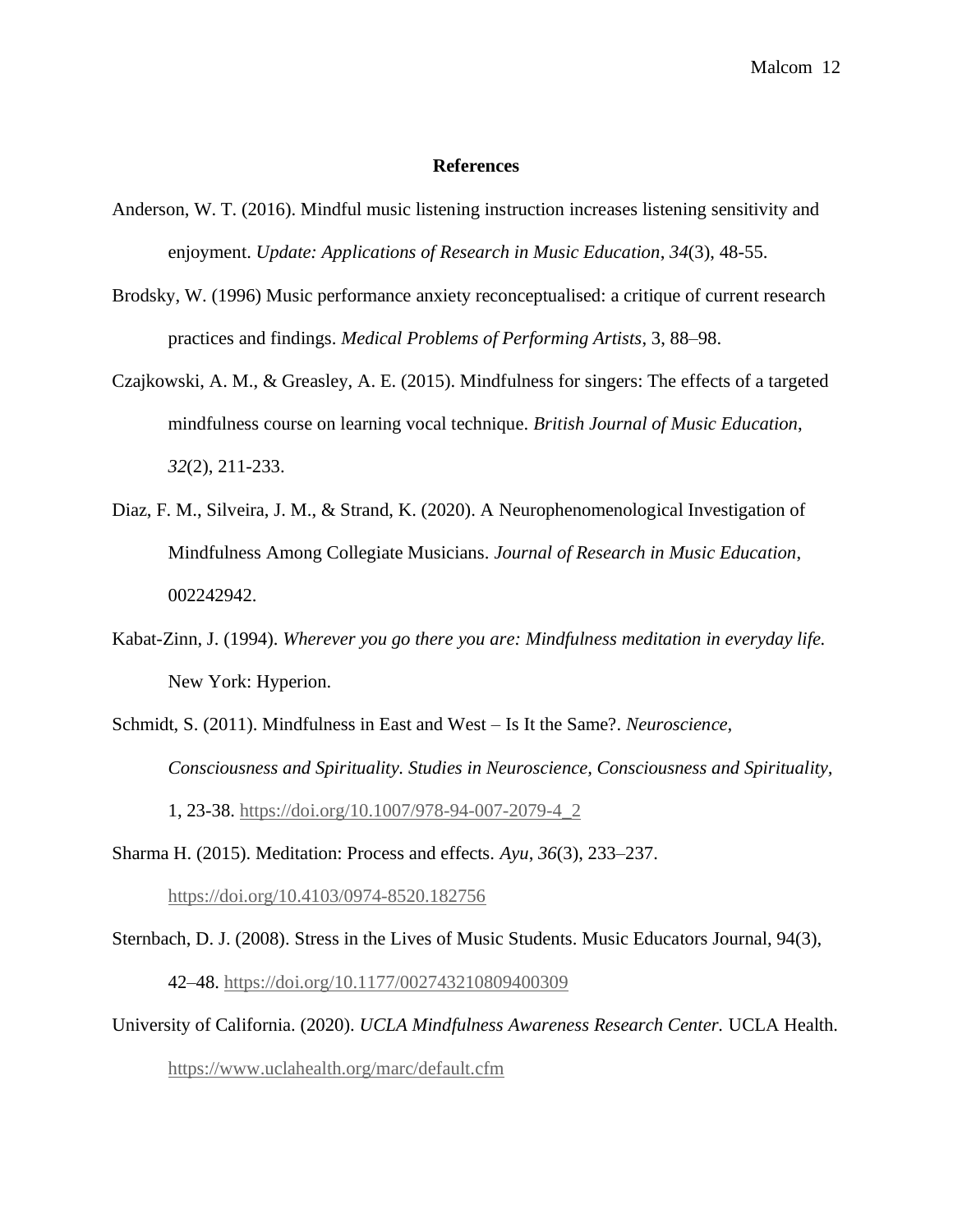## References

Anderson, W. T. (2016). Mindful music listening instruction increases listening sensitivity and enjoyment. *Update: Applications of Research in Music Education*, *34*(3), 48-55.

Brodsky, W. (1996) Music performance anxiety reconceptualised: a critique of current research practices and findings. *Medical Problems of Performing Artists*, 3, 88–98.

Czajkowski, A. M., & Greasley, A. E. (2015). Mindfulness for singers: The effects of a targeted mindfulness course on learning vocal technique. *British Journal of Music Education*, *32*(2), 211-233.

Diaz, F. M., Silveira, J. M., & Strand, K. (2020). A Neurophenomenological Investigation of Mindfulness Among Collegiate Musicians. *Journal of Research in Music Education*, 002242942.

Kabat-Zinn, J. (1994). *Wherever you go there you are: Mindfulness meditation in everyday life.* New York: Hyperion.

Schmidt, S. (2011). Mindfulness in East and West – Is It the Same?. *Neuroscience, Consciousness and Spirituality. Studies in Neuroscience, Consciousness and Spirituality*, 1, 23-38. https://doi.org/10.1007/978-94-007-2079-4_2

Sharma H. (2015). Meditation: Process and effects. *Ayu*, *36*(3), 233–237. https://doi.org/10.4103/0974-8520.182756

Sternbach, D. J. (2008). Stress in the Lives of Music Students. Music Educators Journal, 94(3), 42–48. https://doi.org/10.1177/002743210809400309

University of California. (2020). *UCLA Mindfulness Awareness Research Center.* UCLA Health. https://www.uclahealth.org/marc/default.cfm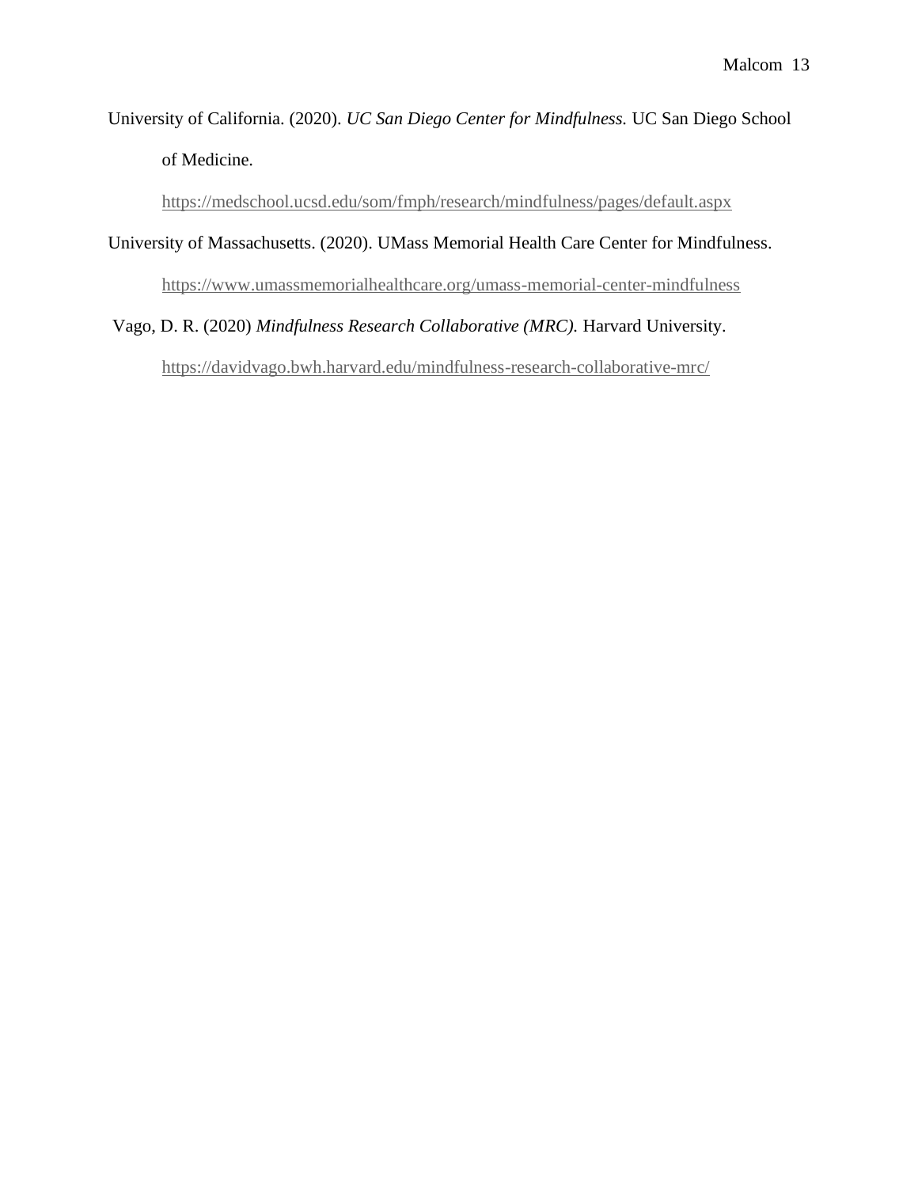University of California. (2020). *UC San Diego Center for Mindfulness.* UC San Diego School of Medicine. https://medschool.ucsd.edu/som/fmph/research/mindfulness/pages/default.aspx

University of Massachusetts. (2020). UMass Memorial Health Care Center for Mindfulness. https://www.umassmemorialhealthcare.org/umass-memorial-center-mindfulness

Vago, D. R. (2020) *Mindfulness Research Collaborative (MRC).* Harvard University. https://davidvago.bwh.harvard.edu/mindfulness-research-collaborative-mrc/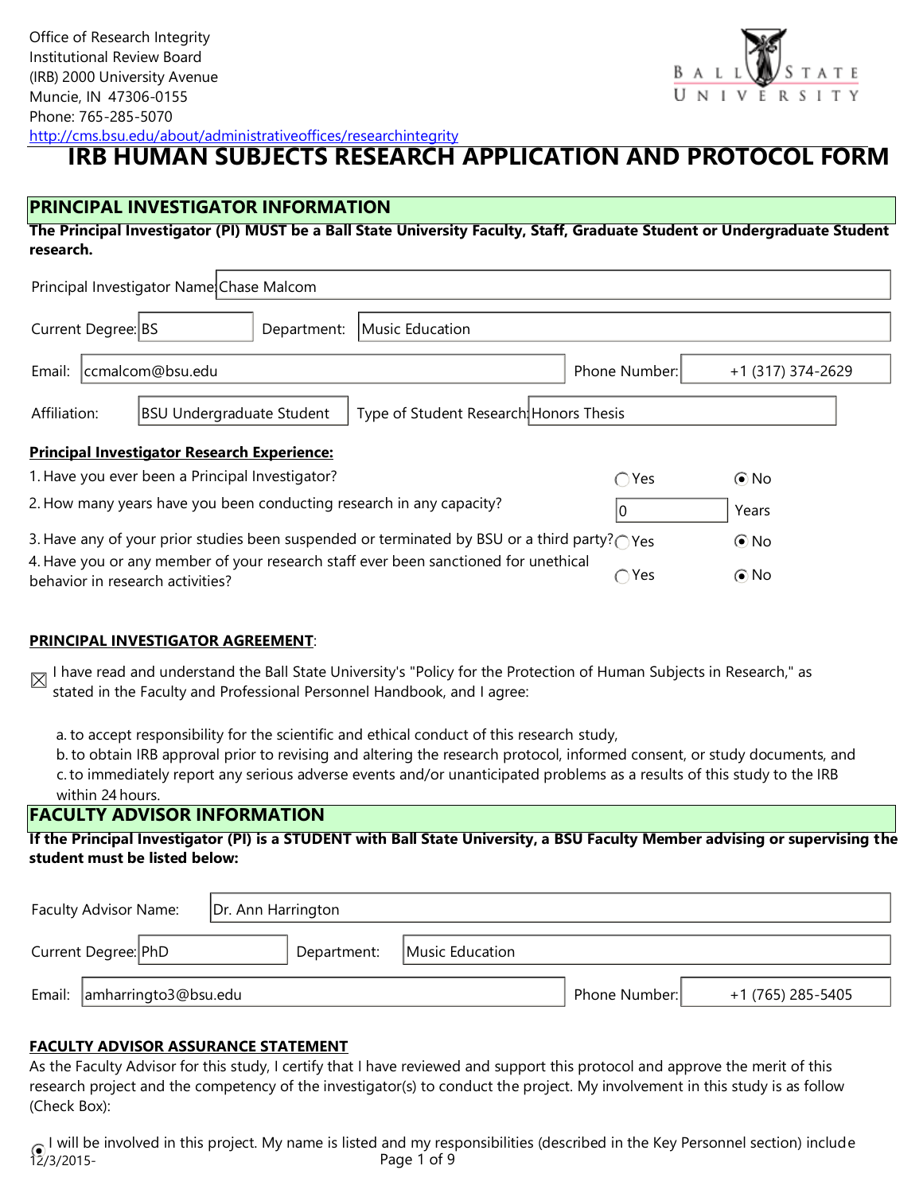Office of Research Integrity
Institutional Review Board
(IRB) 2000 University Avenue
Muncie, IN 47306-0155
Phone: 765-285-5070
http://cms.bsu.edu/about/administrativeoffices/researchintegrity

# IRB HUMAN SUBJECTS RESEARCH APPLICATION AND PROTOCOL FORM

## PRINCIPAL INVESTIGATOR INFORMATION

**The Principal Investigator (PI) MUST be a Ball State University Faculty, Staff, Graduate Student or Undergraduate Student research.**

Principal Investigator Name: Chase Malcom

Current Degree: BS    Department: Music Education

Email: ccmalcom@bsu.edu    Phone Number: +1 (317) 374-2629

Affiliation: BSU Undergraduate Student    Type of Student Research: Honors Thesis

**Principal Investigator Research Experience:**

1. Have you ever been a Principal Investigator? ○ Yes ● No
2. How many years have you been conducting research in any capacity? 0 Years
3. Have any of your prior studies been suspended or terminated by BSU or a third party? ○ Yes ● No
4. Have you or any member of your research staff ever been sanctioned for unethical behavior in research activities? ○ Yes ● No

**PRINCIPAL INVESTIGATOR AGREEMENT**:

☒ I have read and understand the Ball State University's "Policy for the Protection of Human Subjects in Research," as stated in the Faculty and Professional Personnel Handbook, and I agree:

a. to accept responsibility for the scientific and ethical conduct of this research study,
b. to obtain IRB approval prior to revising and altering the research protocol, informed consent, or study documents, and
c. to immediately report any serious adverse events and/or unanticipated problems as a results of this study to the IRB within 24 hours.

## FACULTY ADVISOR INFORMATION

**If the Principal Investigator (PI) is a STUDENT with Ball State University, a BSU Faculty Member advising or supervising the student must be listed below:**

Faculty Advisor Name: Dr. Ann Harrington

Current Degree: PhD    Department: Music Education

Email: amharringto3@bsu.edu    Phone Number: +1 (765) 285-5405

**FACULTY ADVISOR ASSURANCE STATEMENT**

As the Faculty Advisor for this study, I certify that I have reviewed and support this protocol and approve the merit of this research project and the competency of the investigator(s) to conduct the project. My involvement in this study is as follow (Check Box):

● I will be involved in this project. My name is listed and my responsibilities (described in the Key Personnel section) include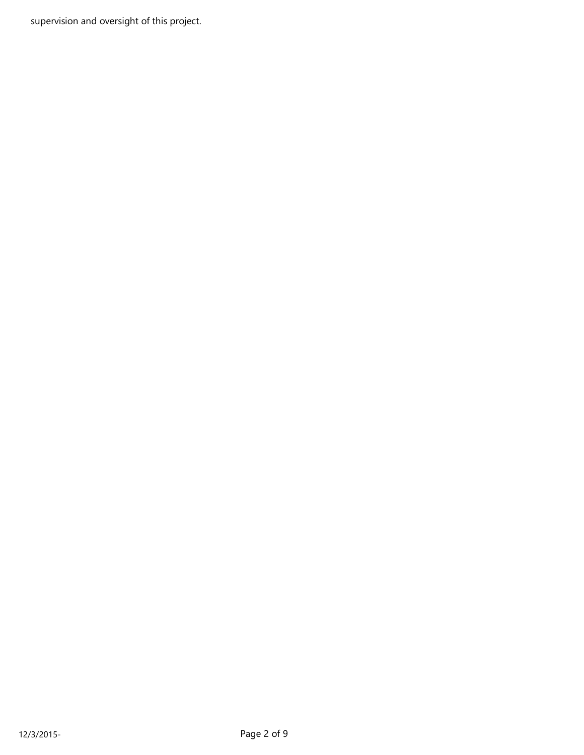supervision and oversight of this project.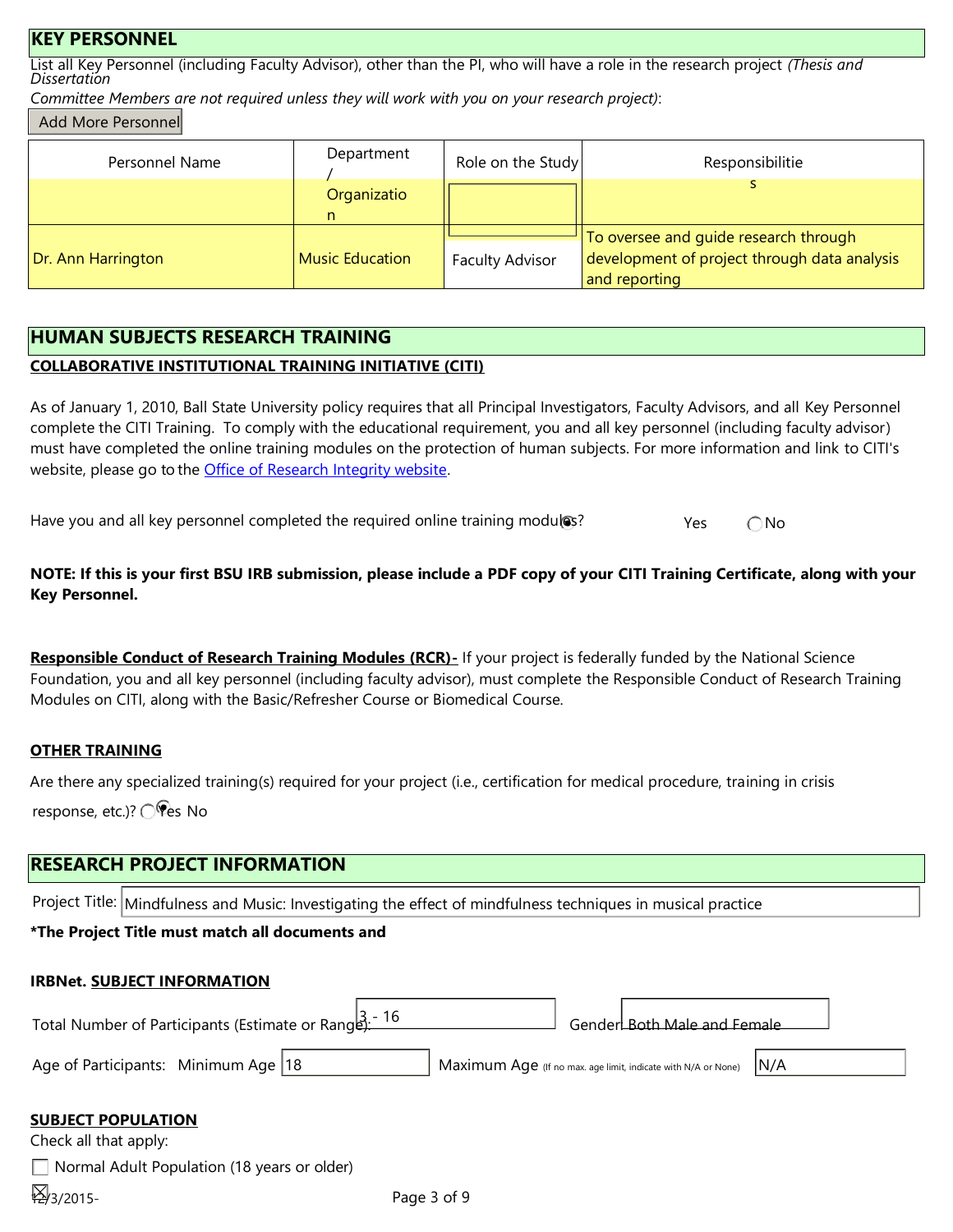## KEY PERSONNEL

List all Key Personnel (including Faculty Advisor), other than the PI, who will have a role in the research project *(Thesis and Dissertation Committee Members are not required unless they will work with you on your research project)*:

Add More Personnel

| Personnel Name | Department / Organization | Role on the Study | Responsibilities |
|---|---|---|---|
| Dr. Ann Harrington | Music Education | Faculty Advisor | To oversee and guide research through development of project through data analysis and reporting |

## HUMAN SUBJECTS RESEARCH TRAINING

**COLLABORATIVE INSTITUTIONAL TRAINING INITIATIVE (CITI)**

As of January 1, 2010, Ball State University policy requires that all Principal Investigators, Faculty Advisors, and all Key Personnel complete the CITI Training. To comply with the educational requirement, you and all key personnel (including faculty advisor) must have completed the online training modules on the protection of human subjects. For more information and link to CITI's website, please go to the Office of Research Integrity website.

Have you and all key personnel completed the required online training modules? (●) Yes ( ) No

**NOTE: If this is your first BSU IRB submission, please include a PDF copy of your CITI Training Certificate, along with your Key Personnel.**

**Responsible Conduct of Research Training Modules (RCR)-** If your project is federally funded by the National Science Foundation, you and all key personnel (including faculty advisor), must complete the Responsible Conduct of Research Training Modules on CITI, along with the Basic/Refresher Course or Biomedical Course.

**OTHER TRAINING**

Are there any specialized training(s) required for your project (i.e., certification for medical procedure, training in crisis response, etc.)? ( ) Yes (●) No

## RESEARCH PROJECT INFORMATION

Project Title: Mindfulness and Music: Investigating the effect of mindfulness techniques in musical practice

**\*The Project Title must match all documents and IRBNet.**

**SUBJECT INFORMATION**

Total Number of Participants (Estimate or Range): 3 - 16    Gender: Both Male and Female

Age of Participants: Minimum Age 18    Maximum Age (If no max. age limit, indicate with N/A or None) N/A

**SUBJECT POPULATION**

Check all that apply:

- [ ] Normal Adult Population (18 years or older)
- [x]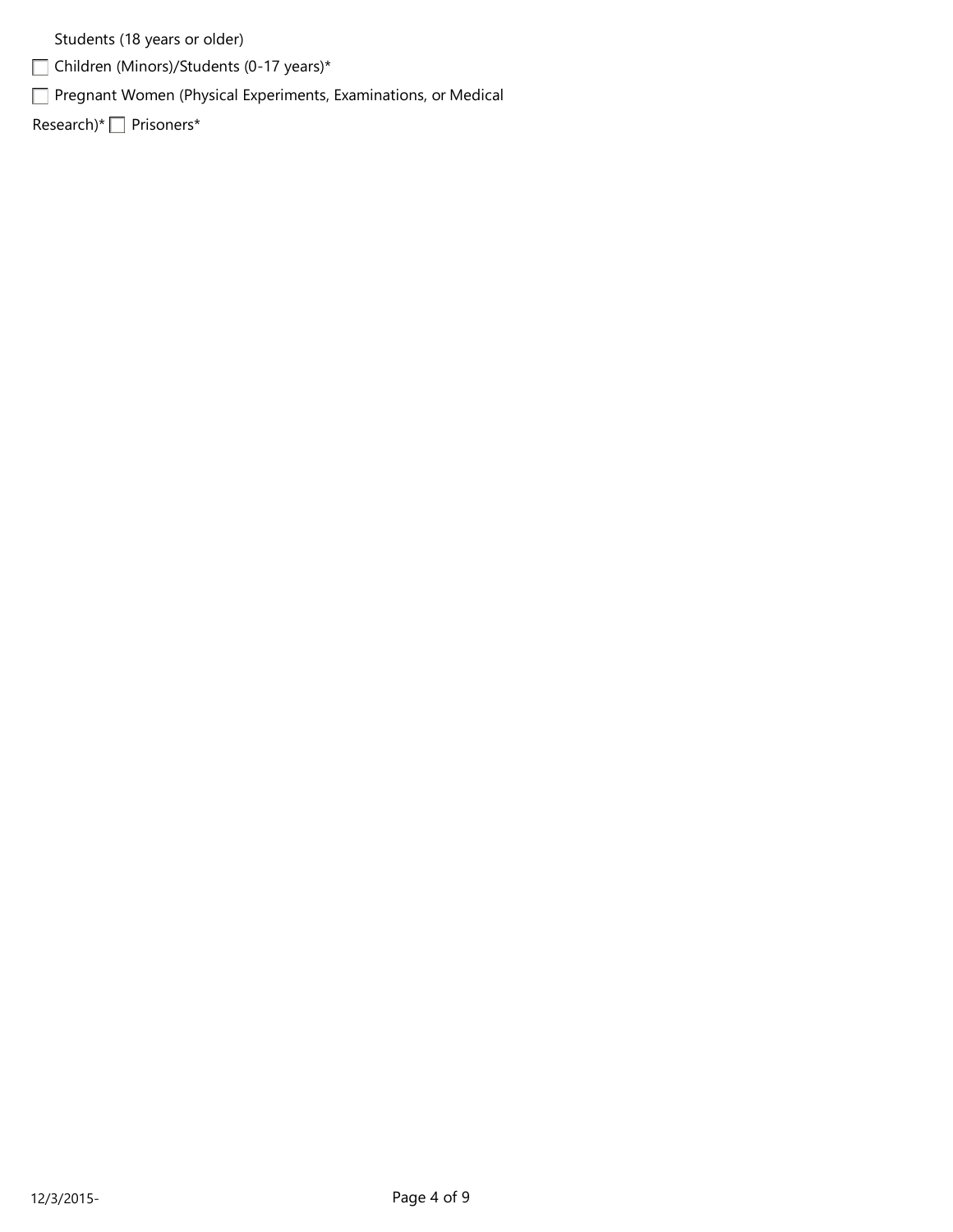Students (18 years or older)

- [ ] Children (Minors)/Students (0-17 years)*
- [ ] Pregnant Women (Physical Experiments, Examinations, or Medical Research)*
- [ ] Prisoners*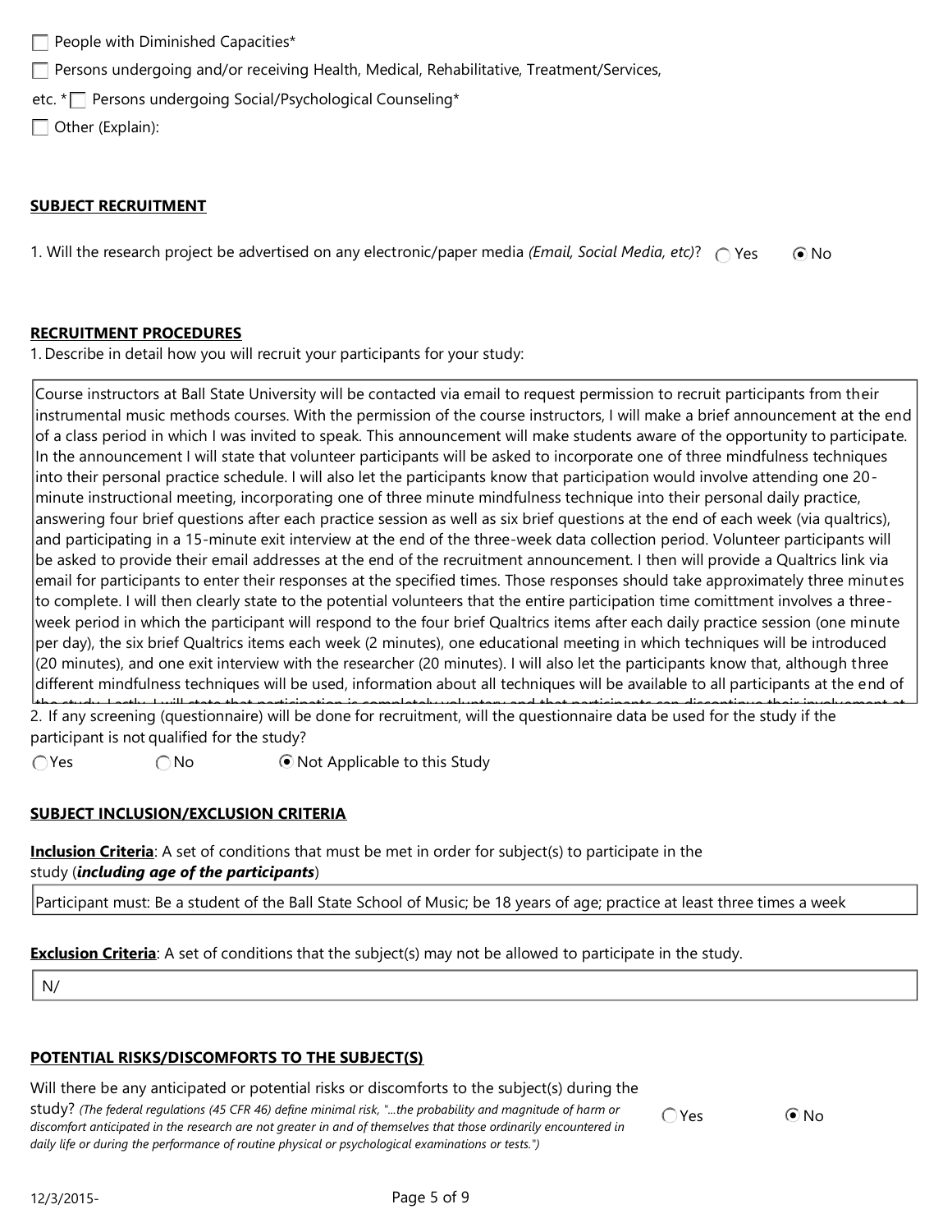☐ People with Diminished Capacities*

☐ Persons undergoing and/or receiving Health, Medical, Rehabilitative, Treatment/Services,

etc. *☐ Persons undergoing Social/Psychological Counseling*

☐ Other (Explain):

**SUBJECT RECRUITMENT**

1. Will the research project be advertised on any electronic/paper media *(Email, Social Media, etc)*? ○ Yes ◉ No

**RECRUITMENT PROCEDURES**

1. Describe in detail how you will recruit your participants for your study:

Course instructors at Ball State University will be contacted via email to request permission to recruit participants from their instrumental music methods courses. With the permission of the course instructors, I will make a brief announcement at the end of a class period in which I was invited to speak. This announcement will make students aware of the opportunity to participate. In the announcement I will state that volunteer participants will be asked to incorporate one of three mindfulness techniques into their personal practice schedule. I will also let the participants know that participation would involve attending one 20-minute instructional meeting, incorporating one of three minute mindfulness technique into their personal daily practice, answering four brief questions after each practice session as well as six brief questions at the end of each week (via qualtrics), and participating in a 15-minute exit interview at the end of the three-week data collection period. Volunteer participants will be asked to provide their email addresses at the end of the recruitment announcement. I then will provide a Qualtrics link via email for participants to enter their responses at the specified times. Those responses should take approximately three minutes to complete. I will then clearly state to the potential volunteers that the entire participation time comittment involves a three-week period in which the participant will respond to the four brief Qualtrics items after each daily practice session (one minute per day), the six brief Qualtrics items each week (2 minutes), one educational meeting in which techniques will be introduced (20 minutes), and one exit interview with the researcher (20 minutes). I will also let the participants know that, although three different mindfulness techniques will be used, information about all techniques will be available to all participants at the end of

2. If any screening (questionnaire) will be done for recruitment, will the questionnaire data be used for the study if the participant is not qualified for the study?

○ Yes ○ No ◉ Not Applicable to this Study

**SUBJECT INCLUSION/EXCLUSION CRITERIA**

**Inclusion Criteria**: A set of conditions that must be met in order for subject(s) to participate in the study (***including age of the participants***)

Participant must: Be a student of the Ball State School of Music; be 18 years of age; practice at least three times a week

**Exclusion Criteria**: A set of conditions that the subject(s) may not be allowed to participate in the study.

N/

**POTENTIAL RISKS/DISCOMFORTS TO THE SUBJECT(S)**

Will there be any anticipated or potential risks or discomforts to the subject(s) during the study? *(The federal regulations (45 CFR 46) define minimal risk, "...the probability and magnitude of harm or discomfort anticipated in the research are not greater in and of themselves that those ordinarily encountered in daily life or during the performance of routine physical or psychological examinations or tests.")* ○ Yes ◉ No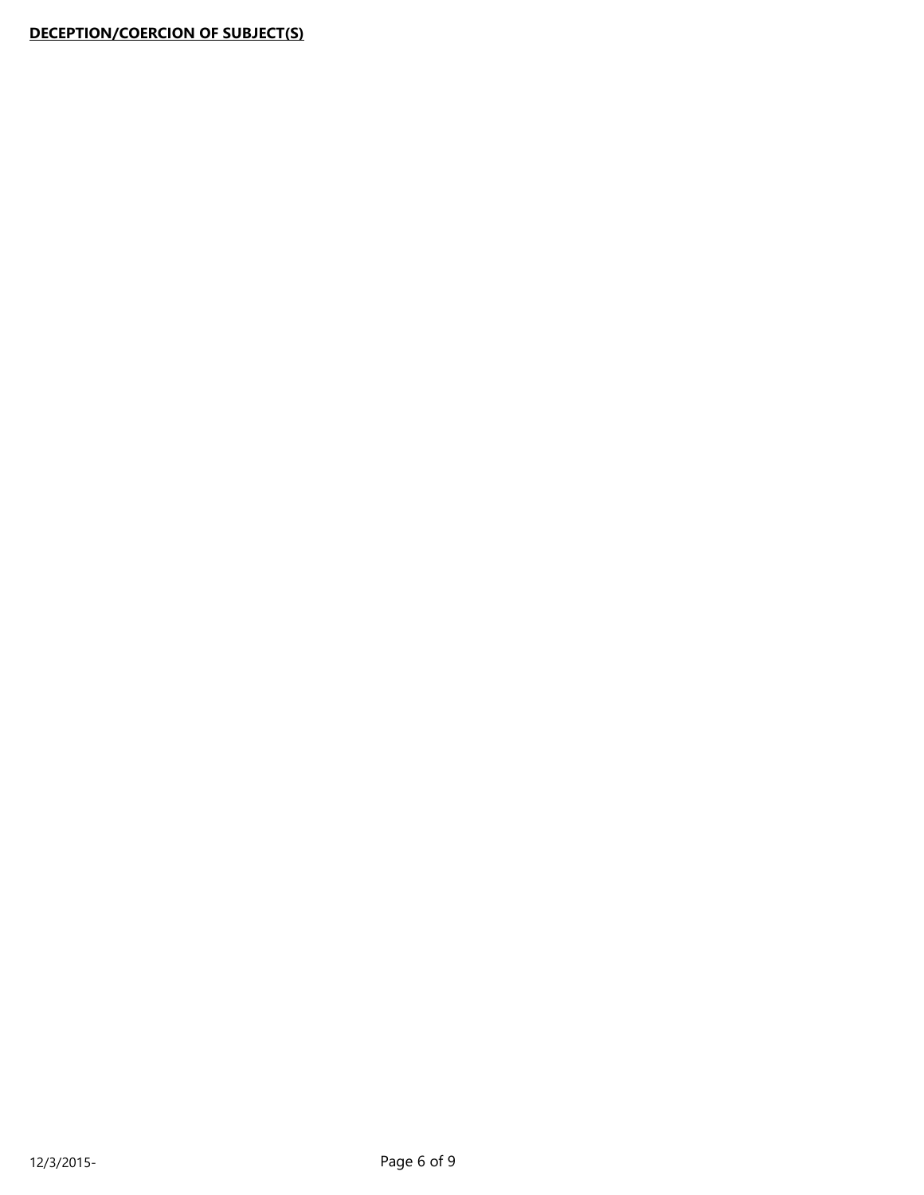**DECEPTION/COERCION OF SUBJECT(S)**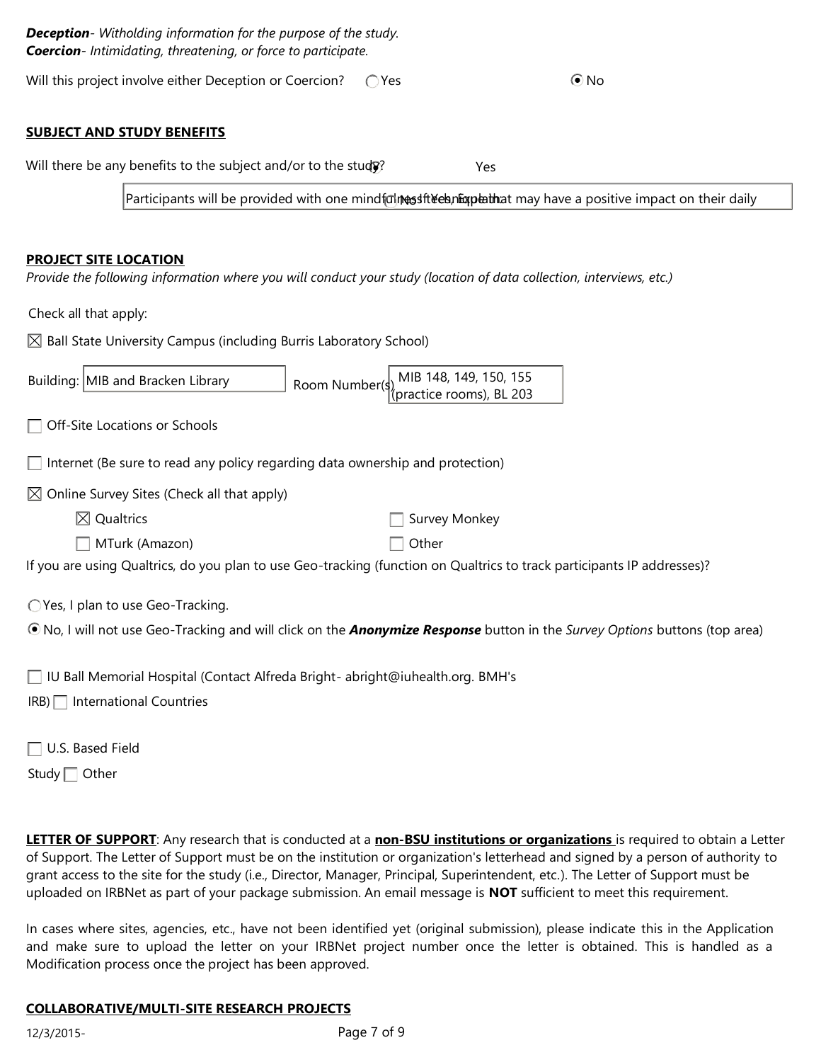***Deception****- Withholding information for the purpose of the study.*
***Coercion****- Intimidating, threatening, or force to participate.*

Will this project involve either Deception or Coercion? ◯ Yes ◉ No

**SUBJECT AND STUDY BENEFITS**

Will there be any benefits to the subject and/or to the study? Yes

If Yes, Explain: Participants will be provided with one mindfulness technique that may have a positive impact on their daily

**PROJECT SITE LOCATION**

*Provide the following information where you will conduct your study (location of data collection, interviews, etc.)*

Check all that apply:

☒ Ball State University Campus (including Burris Laboratory School)

Building: MIB and Bracken Library    Room Number(s): MIB 148, 149, 150, 155 (practice rooms), BL 203

☐ Off-Site Locations or Schools

☐ Internet (Be sure to read any policy regarding data ownership and protection)

☒ Online Survey Sites (Check all that apply)

- ☒ Qualtrics
- ☐ Survey Monkey
- ☐ MTurk (Amazon)
- ☐ Other

If you are using Qualtrics, do you plan to use Geo-tracking (function on Qualtrics to track participants IP addresses)?

◯ Yes, I plan to use Geo-Tracking.

◉ No, I will not use Geo-Tracking and will click on the ***Anonymize Response*** button in the *Survey Options* buttons (top area)

☐ IU Ball Memorial Hospital (Contact Alfreda Bright- abright@iuhealth.org. BMH's IRB)

☐ International Countries

☐ U.S. Based Field Study

☐ Other

**LETTER OF SUPPORT**: Any research that is conducted at a **non-BSU institutions or organizations** is required to obtain a Letter of Support. The Letter of Support must be on the institution or organization's letterhead and signed by a person of authority to grant access to the site for the study (i.e., Director, Manager, Principal, Superintendent, etc.). The Letter of Support must be uploaded on IRBNet as part of your package submission. An email message is **NOT** sufficient to meet this requirement.

In cases where sites, agencies, etc., have not been identified yet (original submission), please indicate this in the Application and make sure to upload the letter on your IRBNet project number once the letter is obtained. This is handled as a Modification process once the project has been approved.

**COLLABORATIVE/MULTI-SITE RESEARCH PROJECTS**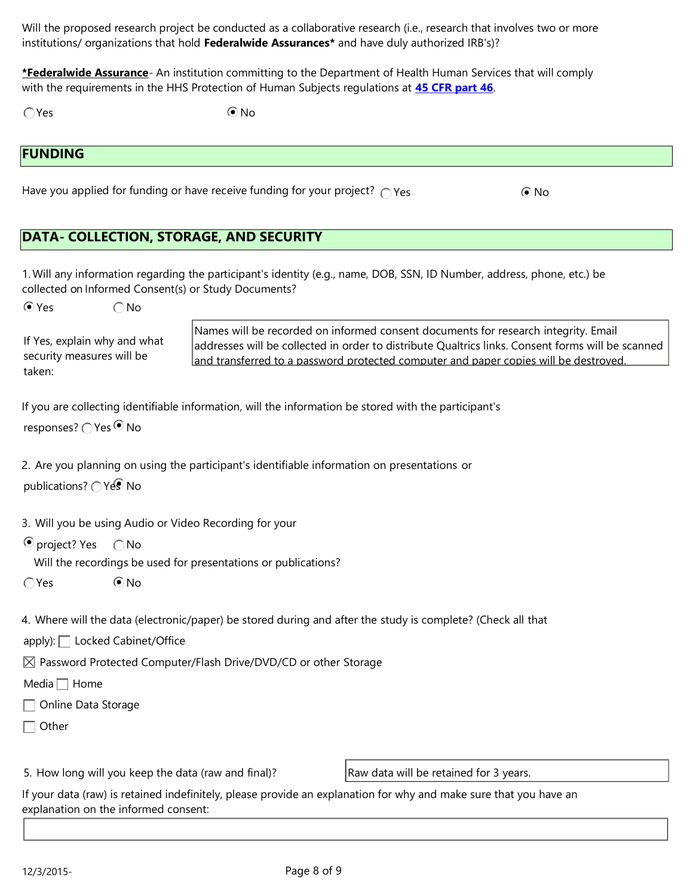Will the proposed research project be conducted as a collaborative research (i.e., research that involves two or more institutions/ organizations that hold **Federalwide Assurances*** and have duly authorized IRB's)?

***Federalwide Assurance**- An institution committing to the Department of Health Human Services that will comply with the requirements in the HHS Protection of Human Subjects regulations at **45 CFR part 46**.

◯ Yes ⦿ No

## FUNDING

Have you applied for funding or have receive funding for your project? ◯ Yes ⦿ No

## DATA- COLLECTION, STORAGE, AND SECURITY

1. Will any information regarding the participant's identity (e.g., name, DOB, SSN, ID Number, address, phone, etc.) be collected on Informed Consent(s) or Study Documents?

⦿ Yes ◯ No

If Yes, explain why and what security measures will be taken: Names will be recorded on informed consent documents for research integrity. Email addresses will be collected in order to distribute Qualtrics links. Consent forms will be scanned and transferred to a password protected computer and paper copies will be destroyed.

If you are collecting identifiable information, will the information be stored with the participant's responses? ◯ Yes ⦿ No

2. Are you planning on using the participant's identifiable information on presentations or publications? ◯ Yes ⦿ No

3. Will you be using Audio or Video Recording for your project? ⦿ Yes ◯ No

Will the recordings be used for presentations or publications?

◯ Yes ⦿ No

4. Where will the data (electronic/paper) be stored during and after the study is complete? (Check all that apply):

☐ Locked Cabinet/Office

☒ Password Protected Computer/Flash Drive/DVD/CD or other Storage Media

☐ Home

☐ Online Data Storage

☐ Other

5. How long will you keep the data (raw and final)? Raw data will be retained for 3 years.

If your data (raw) is retained indefinitely, please provide an explanation for why and make sure that you have an explanation on the informed consent: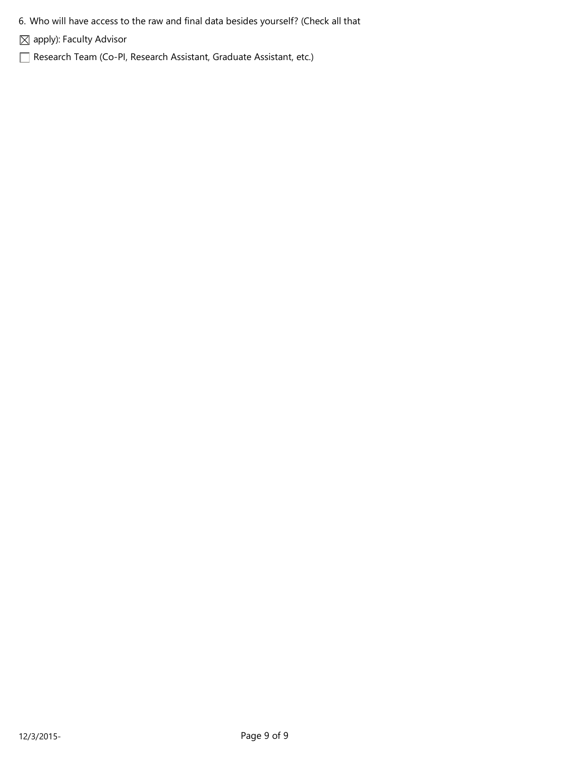6. Who will have access to the raw and final data besides yourself? (Check all that

☒ apply): Faculty Advisor

☐ Research Team (Co-PI, Research Assistant, Graduate Assistant, etc.)

12/3/2015-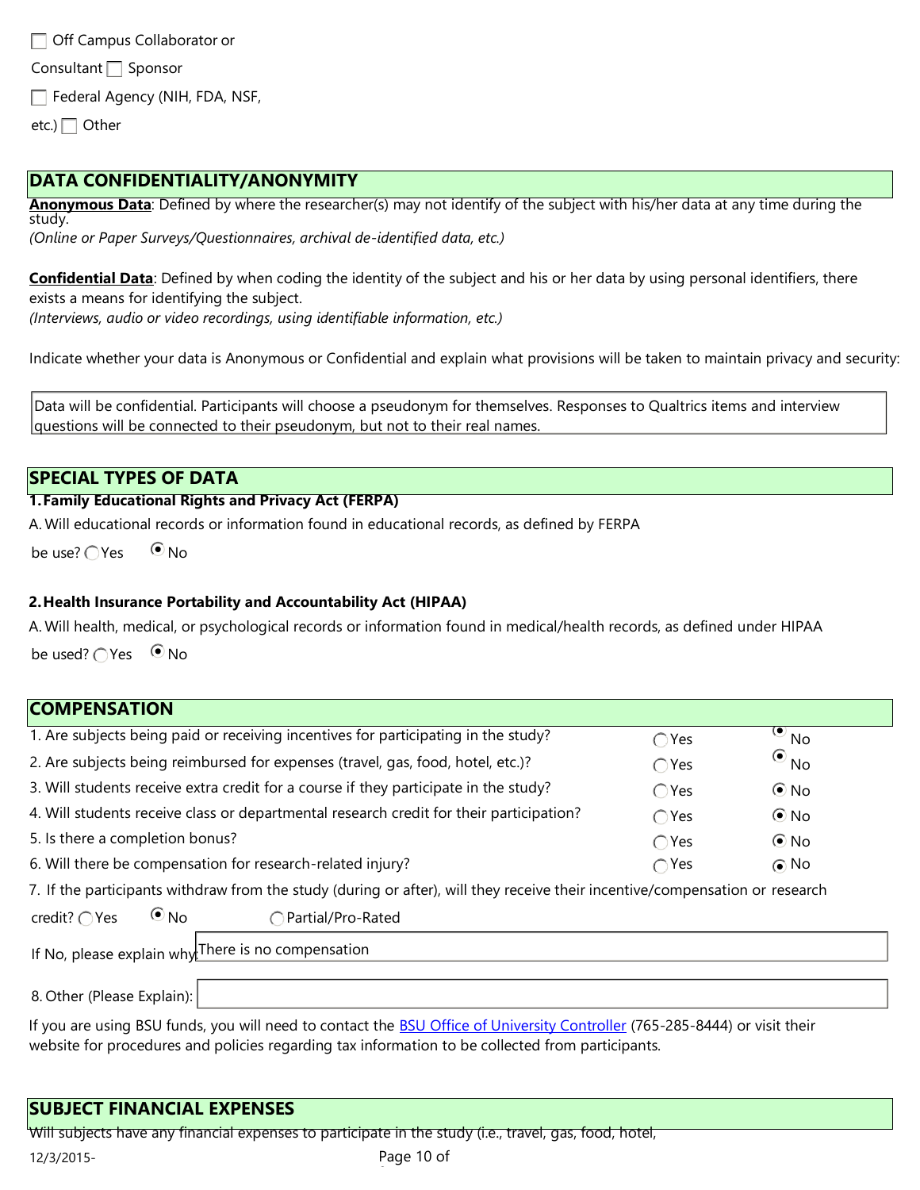☐ Off Campus Collaborator or Consultant ☐ Sponsor

☐ Federal Agency (NIH, FDA, NSF, etc.) ☐ Other

## DATA CONFIDENTIALITY/ANONYMITY

**Anonymous Data**: Defined by where the researcher(s) may not identify of the subject with his/her data at any time during the study.
*(Online or Paper Surveys/Questionnaires, archival de-identified data, etc.)*

**Confidential Data**: Defined by when coding the identity of the subject and his or her data by using personal identifiers, there exists a means for identifying the subject.
*(Interviews, audio or video recordings, using identifiable information, etc.)*

Indicate whether your data is Anonymous or Confidential and explain what provisions will be taken to maintain privacy and security:

> Data will be confidential. Participants will choose a pseudonym for themselves. Responses to Qualtrics items and interview questions will be connected to their pseudonym, but not to their real names.

## SPECIAL TYPES OF DATA

**1. Family Educational Rights and Privacy Act (FERPA)**

A. Will educational records or information found in educational records, as defined by FERPA be use? ○ Yes ◉ No

**2. Health Insurance Portability and Accountability Act (HIPAA)**

A. Will health, medical, or psychological records or information found in medical/health records, as defined under HIPAA be used? ○ Yes ◉ No

## COMPENSATION

| | Yes | No |
|---|---|---|
| 1. Are subjects being paid or receiving incentives for participating in the study? | ○ | ◉ |
| 2. Are subjects being reimbursed for expenses (travel, gas, food, hotel, etc.)? | ○ | ◉ |
| 3. Will students receive extra credit for a course if they participate in the study? | ○ | ◉ |
| 4. Will students receive class or departmental research credit for their participation? | ○ | ◉ |
| 5. Is there a completion bonus? | ○ | ◉ |
| 6. Will there be compensation for research-related injury? | ○ | ◉ |

7. If the participants withdraw from the study (during or after), will they receive their incentive/compensation or research credit? ○ Yes ◉ No ○ Partial/Pro-Rated

If No, please explain why: There is no compensation

8. Other (Please Explain):

If you are using BSU funds, you will need to contact the [BSU Office of University Controller](#) (765-285-8444) or visit their website for procedures and policies regarding tax information to be collected from participants.

## SUBJECT FINANCIAL EXPENSES

Will subjects have any financial expenses to participate in the study (i.e., travel, gas, food, hotel,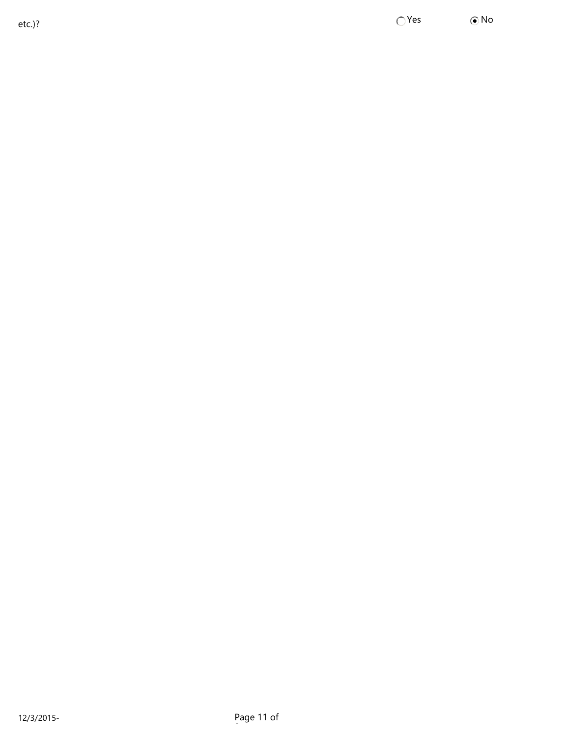etc.)? ◯ Yes ◉ No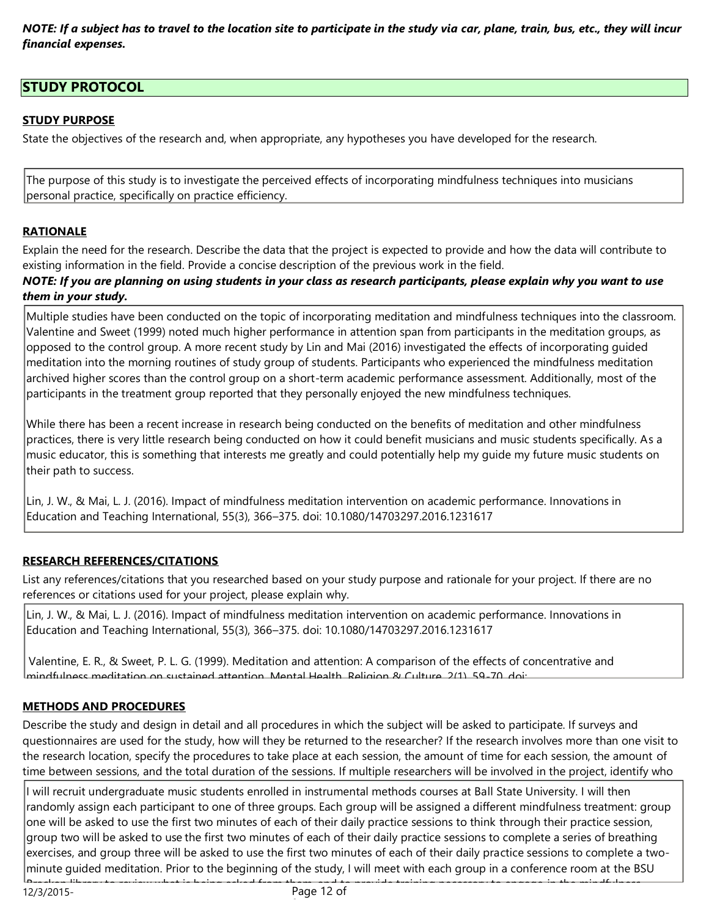***NOTE: If a subject has to travel to the location site to participate in the study via car, plane, train, bus, etc., they will incur financial expenses.***

## STUDY PROTOCOL

### STUDY PURPOSE

State the objectives of the research and, when appropriate, any hypotheses you have developed for the research.

The purpose of this study is to investigate the perceived effects of incorporating mindfulness techniques into musicians personal practice, specifically on practice efficiency.

### RATIONALE

Explain the need for the research. Describe the data that the project is expected to provide and how the data will contribute to existing information in the field. Provide a concise description of the previous work in the field.

***NOTE: If you are planning on using students in your class as research participants, please explain why you want to use them in your study.***

Multiple studies have been conducted on the topic of incorporating meditation and mindfulness techniques into the classroom. Valentine and Sweet (1999) noted much higher performance in attention span from participants in the meditation groups, as opposed to the control group. A more recent study by Lin and Mai (2016) investigated the effects of incorporating guided meditation into the morning routines of study group of students. Participants who experienced the mindfulness meditation archived higher scores than the control group on a short-term academic performance assessment. Additionally, most of the participants in the treatment group reported that they personally enjoyed the new mindfulness techniques.

While there has been a recent increase in research being conducted on the benefits of meditation and other mindfulness practices, there is very little research being conducted on how it could benefit musicians and music students specifically. As a music educator, this is something that interests me greatly and could potentially help my guide my future music students on their path to success.

Lin, J. W., & Mai, L. J. (2016). Impact of mindfulness meditation intervention on academic performance. Innovations in Education and Teaching International, 55(3), 366–375. doi: 10.1080/14703297.2016.1231617

### RESEARCH REFERENCES/CITATIONS

List any references/citations that you researched based on your study purpose and rationale for your project. If there are no references or citations used for your project, please explain why.

Lin, J. W., & Mai, L. J. (2016). Impact of mindfulness meditation intervention on academic performance. Innovations in Education and Teaching International, 55(3), 366–375. doi: 10.1080/14703297.2016.1231617

Valentine, E. R., & Sweet, P. L. G. (1999). Meditation and attention: A comparison of the effects of concentrative and mindfulness meditation on sustained attention. Mental Health, Religion & Culture, 2(1), 59-70. doi:

### METHODS AND PROCEDURES

Describe the study and design in detail and all procedures in which the subject will be asked to participate. If surveys and questionnaires are used for the study, how will they be returned to the researcher? If the research involves more than one visit to the research location, specify the procedures to take place at each session, the amount of time for each session, the amount of time between sessions, and the total duration of the sessions. If multiple researchers will be involved in the project, identify who

I will recruit undergraduate music students enrolled in instrumental methods courses at Ball State University. I will then randomly assign each participant to one of three groups. Each group will be assigned a different mindfulness treatment: group one will be asked to use the first two minutes of each of their daily practice sessions to think through their practice session, group two will be asked to use the first two minutes of each of their daily practice sessions to complete a series of breathing exercises, and group three will be asked to use the first two minutes of each of their daily practice sessions to complete a two-minute guided meditation. Prior to the beginning of the study, I will meet with each group in a conference room at the BSU Bracken library to review what is being asked from them, and to provide training necessary to engage in the mindfulness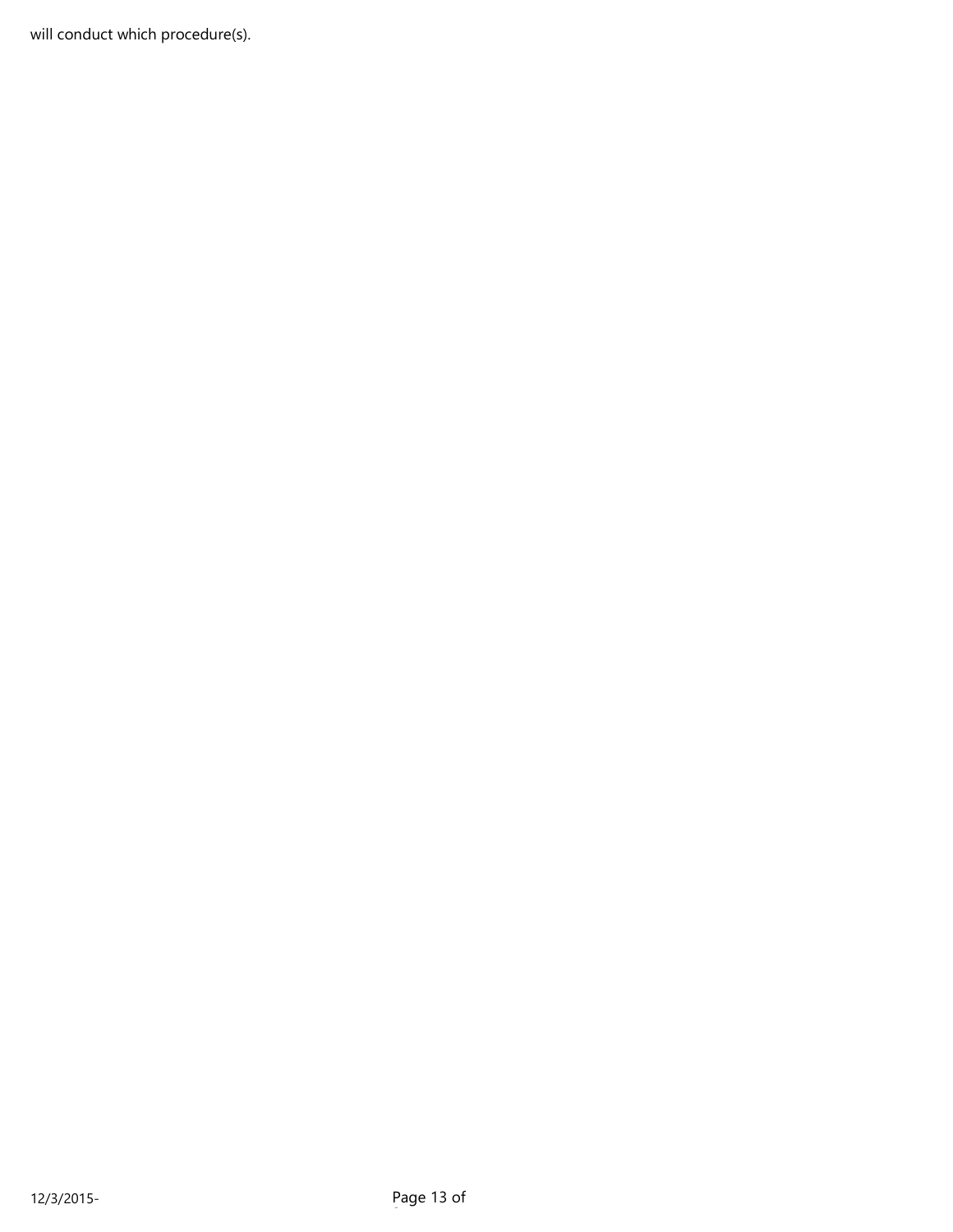will conduct which procedure(s).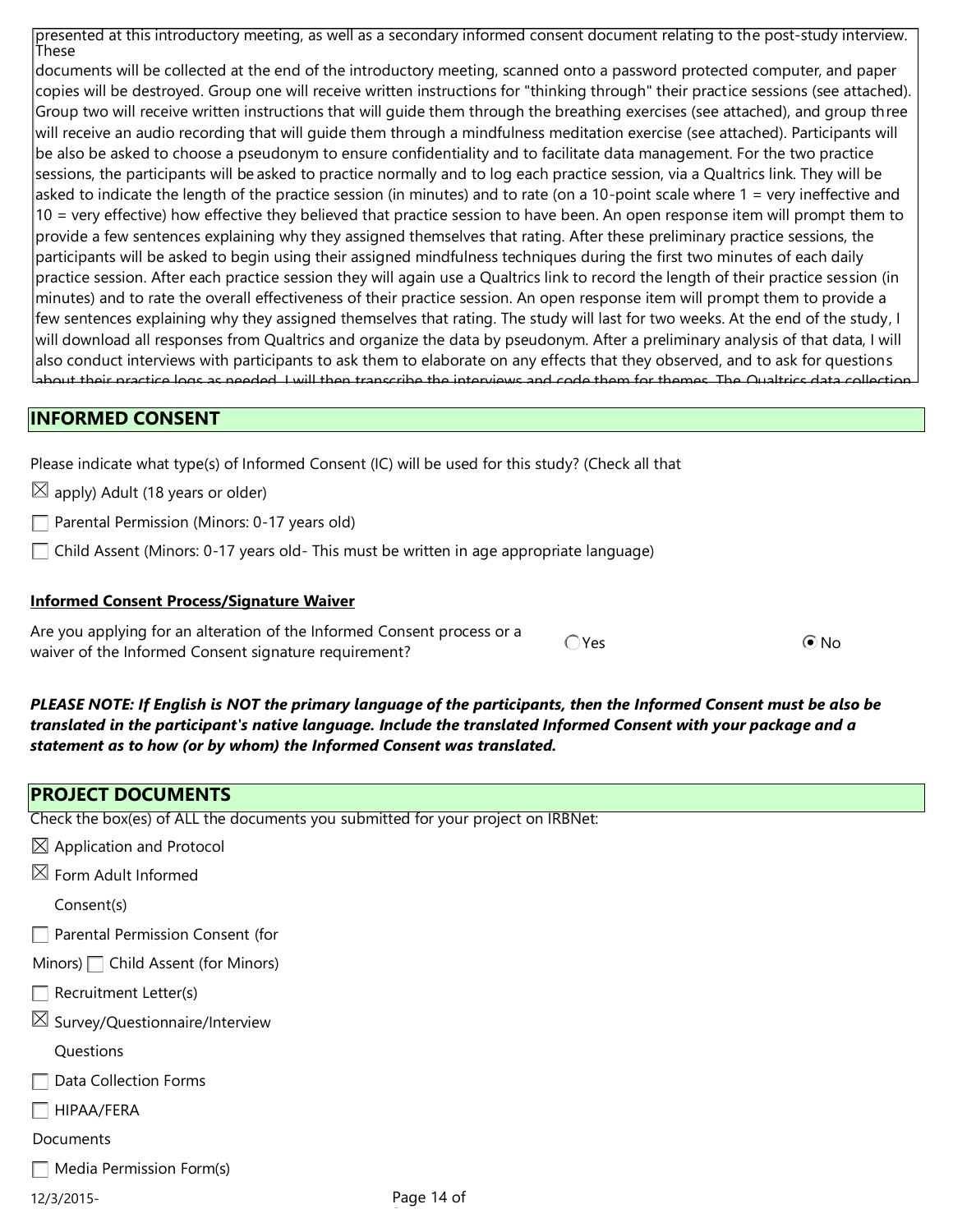presented at this introductory meeting, as well as a secondary informed consent document relating to the post-study interview. These

documents will be collected at the end of the introductory meeting, scanned onto a password protected computer, and paper copies will be destroyed. Group one will receive written instructions for "thinking through" their practice sessions (see attached). Group two will receive written instructions that will guide them through the breathing exercises (see attached), and group three will receive an audio recording that will guide them through a mindfulness meditation exercise (see attached). Participants will be also be asked to choose a pseudonym to ensure confidentiality and to facilitate data management. For the two practice sessions, the participants will be asked to practice normally and to log each practice session, via a Qualtrics link. They will be asked to indicate the length of the practice session (in minutes) and to rate (on a 10-point scale where 1 = very ineffective and 10 = very effective) how effective they believed that practice session to have been. An open response item will prompt them to provide a few sentences explaining why they assigned themselves that rating. After these preliminary practice sessions, the participants will be asked to begin using their assigned mindfulness techniques during the first two minutes of each daily practice session. After each practice session they will again use a Qualtrics link to record the length of their practice session (in minutes) and to rate the overall effectiveness of their practice session. An open response item will prompt them to provide a few sentences explaining why they assigned themselves that rating. The study will last for two weeks. At the end of the study, I will download all responses from Qualtrics and organize the data by pseudonym. After a preliminary analysis of that data, I will also conduct interviews with participants to ask them to elaborate on any effects that they observed, and to ask for questions about their practice logs as needed. I will then transcribe the interviews and code them for themes. The Qualtrics data collection

## INFORMED CONSENT

Please indicate what type(s) of Informed Consent (IC) will be used for this study? (Check all that apply)

- ☒ Adult (18 years or older)
- ☐ Parental Permission (Minors: 0-17 years old)
- ☐ Child Assent (Minors: 0-17 years old- This must be written in age appropriate language)

**Informed Consent Process/Signature Waiver**

Are you applying for an alteration of the Informed Consent process or a waiver of the Informed Consent signature requirement? ○ Yes ◉ No

***PLEASE NOTE: If English is NOT the primary language of the participants, then the Informed Consent must be also be translated in the participant's native language. Include the translated Informed Consent with your package and a statement as to how (or by whom) the Informed Consent was translated.***

## PROJECT DOCUMENTS

Check the box(es) of ALL the documents you submitted for your project on IRBNet:

- ☒ Application and Protocol
- ☒ Form Adult Informed Consent(s)
- ☐ Parental Permission Consent (for Minors)
- ☐ Child Assent (for Minors)
- ☐ Recruitment Letter(s)
- ☒ Survey/Questionnaire/Interview Questions
- ☐ Data Collection Forms
- ☐ HIPAA/FERA Documents
- ☐ Media Permission Form(s)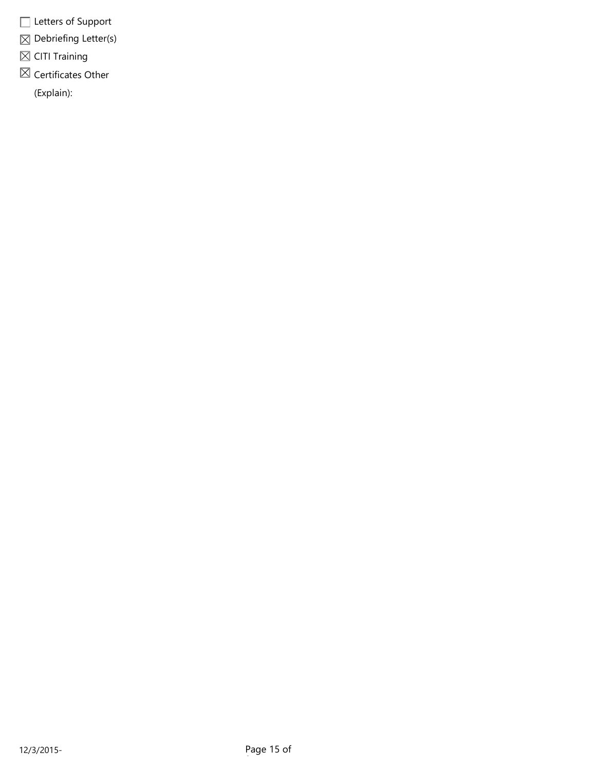- [ ] Letters of Support
- [x] Debriefing Letter(s)
- [x] CITI Training
- [x] Certificates Other

(Explain):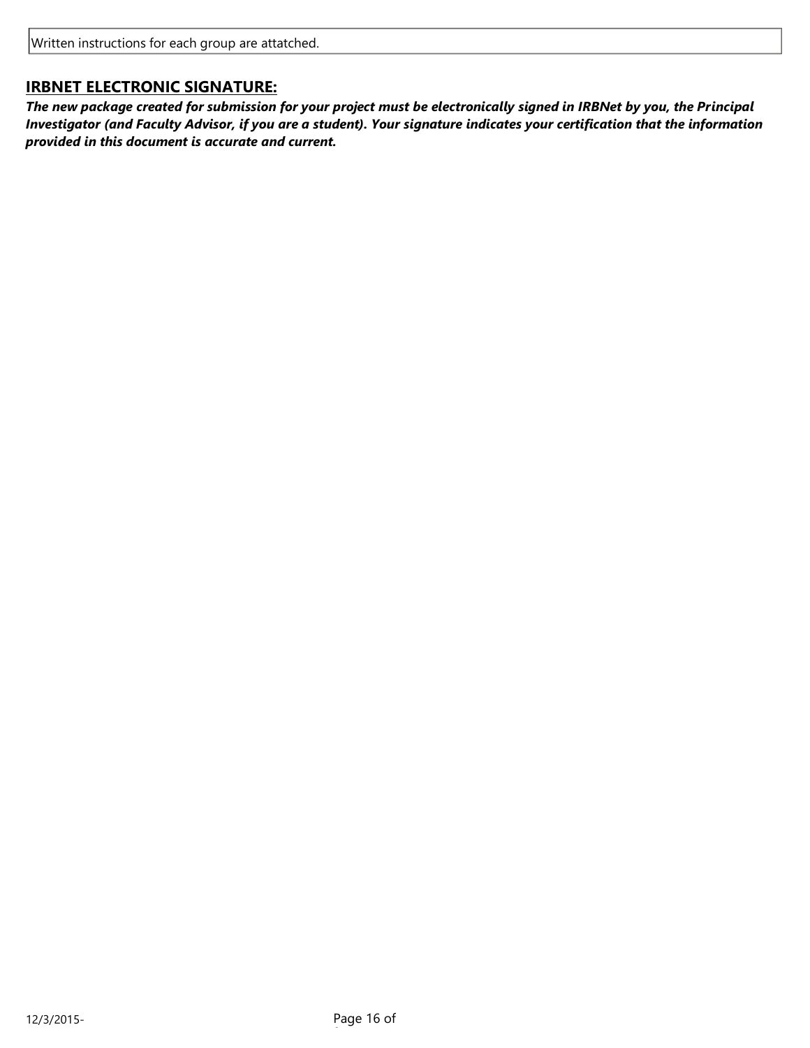| |
|---|
| Written instructions for each group are attatched. |

## IRBNET ELECTRONIC SIGNATURE:

***The new package created for submission for your project must be electronically signed in IRBNet by you, the Principal Investigator (and Faculty Advisor, if you are a student). Your signature indicates your certification that the information provided in this document is accurate and current.***